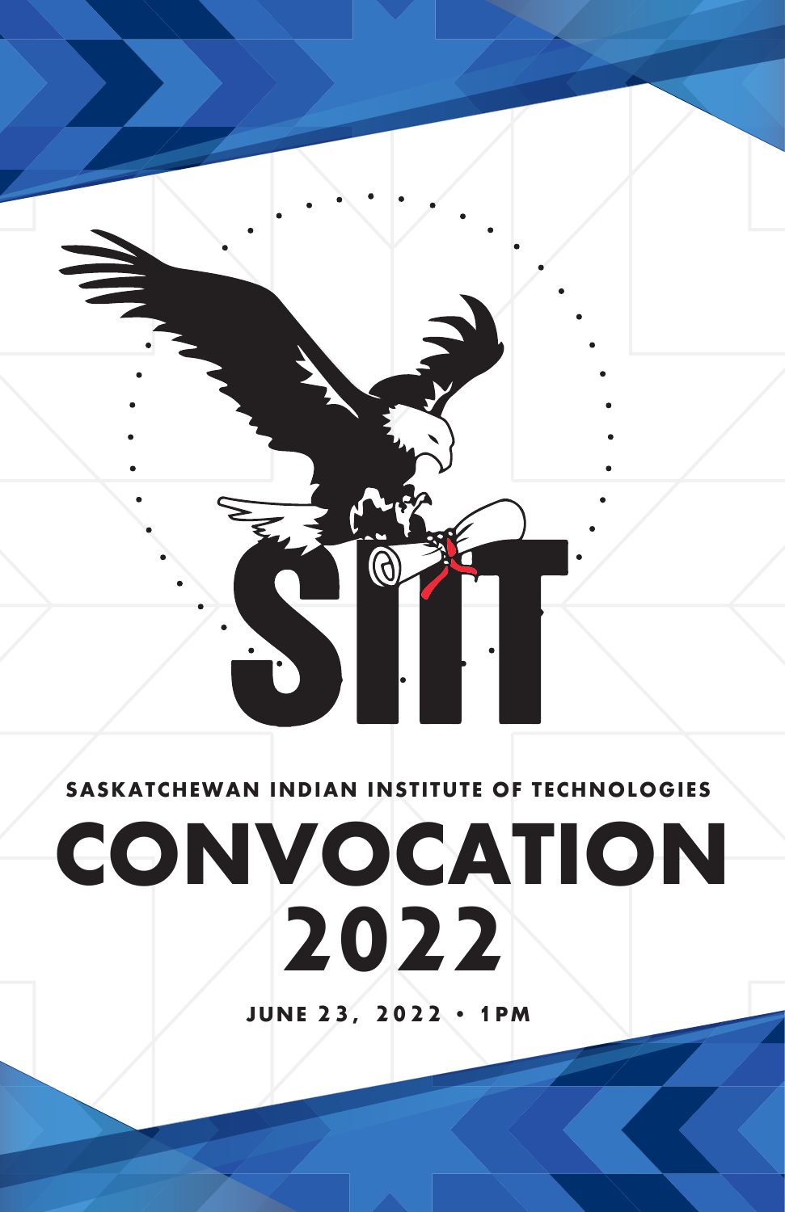SIIT

SASKATCHEWAN INDIAN INSTITUTE OF TECHNOLOGIES

# CONVOCATION 2022

JUNE 23, 2022 • 1PM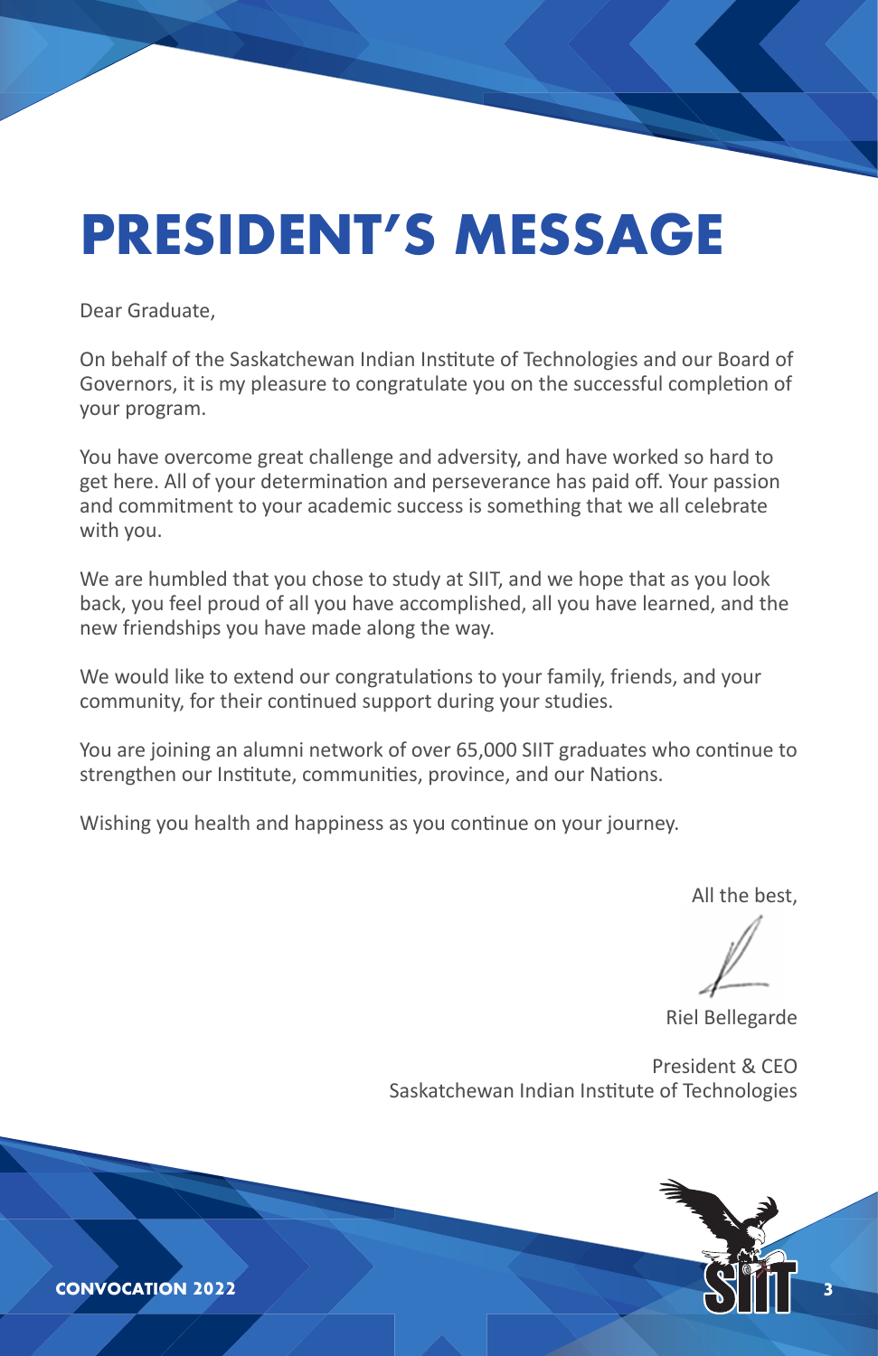# PRESIDENT'S MESSAGE

Dear Graduate,

On behalf of the Saskatchewan Indian Institute of Technologies and our Board of Governors, it is my pleasure to congratulate you on the successful completion of your program.

You have overcome great challenge and adversity, and have worked so hard to get here. All of your determination and perseverance has paid off. Your passion and commitment to your academic success is something that we all celebrate with you.

We are humbled that you chose to study at SIIT, and we hope that as you look back, you feel proud of all you have accomplished, all you have learned, and the new friendships you have made along the way.

We would like to extend our congratulations to your family, friends, and your community, for their continued support during your studies.

You are joining an alumni network of over 65,000 SIIT graduates who continue to strengthen our Institute, communities, province, and our Nations.

Wishing you health and happiness as you continue on your journey.

All the best,

Riel Bellegarde

President & CEO
Saskatchewan Indian Institute of Technologies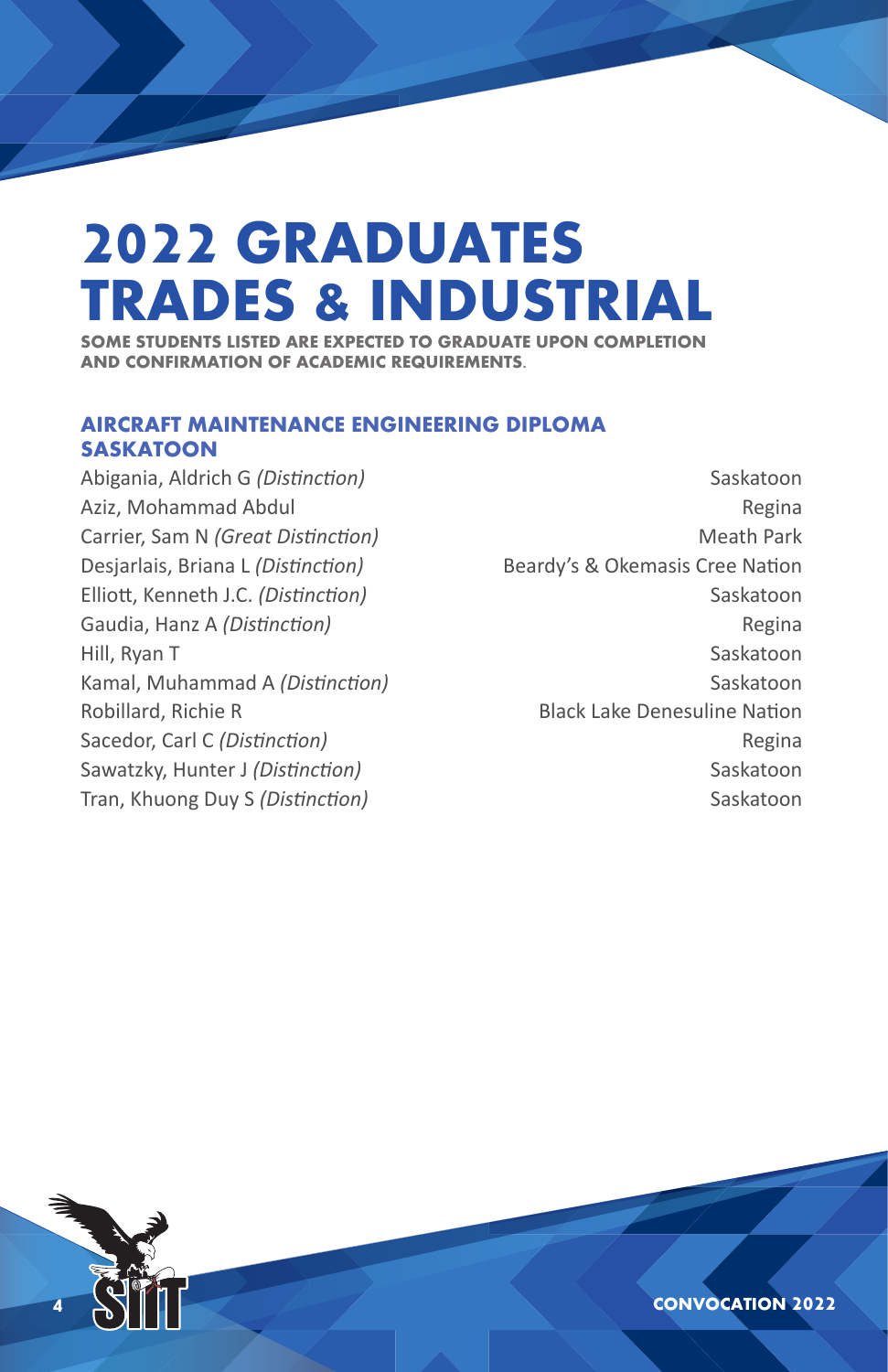# 2022 GRADUATES TRADES & INDUSTRIAL

**SOME STUDENTS LISTED ARE EXPECTED TO GRADUATE UPON COMPLETION AND CONFIRMATION OF ACADEMIC REQUIREMENTS.**

## AIRCRAFT MAINTENANCE ENGINEERING DIPLOMA SASKATOON

| | |
|---|---|
| Abigania, Aldrich G *(Distinction)* | Saskatoon |
| Aziz, Mohammad Abdul | Regina |
| Carrier, Sam N *(Great Distinction)* | Meath Park |
| Desjarlais, Briana L *(Distinction)* | Beardy's & Okemasis Cree Nation |
| Elliott, Kenneth J.C. *(Distinction)* | Saskatoon |
| Gaudia, Hanz A *(Distinction)* | Regina |
| Hill, Ryan T | Saskatoon |
| Kamal, Muhammad A *(Distinction)* | Saskatoon |
| Robillard, Richie R | Black Lake Denesuline Nation |
| Sacedor, Carl C *(Distinction)* | Regina |
| Sawatzky, Hunter J *(Distinction)* | Saskatoon |
| Tran, Khuong Duy S *(Distinction)* | Saskatoon |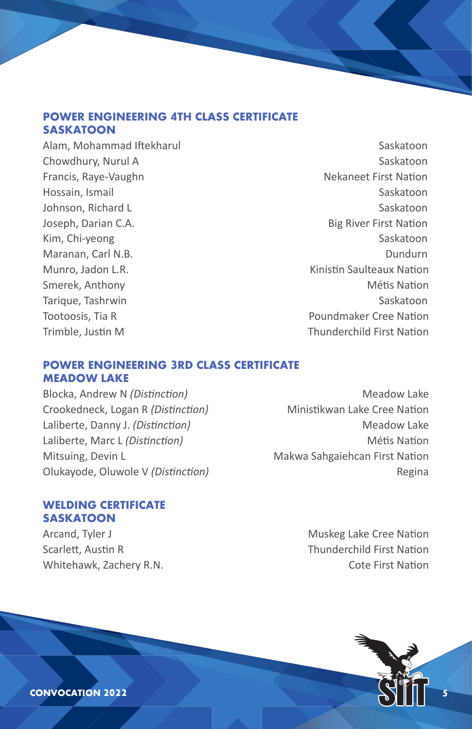## POWER ENGINEERING 4TH CLASS CERTIFICATE SASKATOON

| Name | Location |
|---|---|
| Alam, Mohammad Iftekharul | Saskatoon |
| Chowdhury, Nurul A | Saskatoon |
| Francis, Raye-Vaughn | Nekaneet First Nation |
| Hossain, Ismail | Saskatoon |
| Johnson, Richard L | Saskatoon |
| Joseph, Darian C.A. | Big River First Nation |
| Kim, Chi-yeong | Saskatoon |
| Maranan, Carl N.B. | Dundurn |
| Munro, Jadon L.R. | Kinistin Saulteaux Nation |
| Smerek, Anthony | Métis Nation |
| Tarique, Tashrwin | Saskatoon |
| Tootoosis, Tia R | Poundmaker Cree Nation |
| Trimble, Justin M | Thunderchild First Nation |

## POWER ENGINEERING 3RD CLASS CERTIFICATE MEADOW LAKE

| Name | Location |
|---|---|
| Blocka, Andrew N *(Distinction)* | Meadow Lake |
| Crookedneck, Logan R *(Distinction)* | Ministikwan Lake Cree Nation |
| Laliberte, Danny J. *(Distinction)* | Meadow Lake |
| Laliberte, Marc L *(Distinction)* | Métis Nation |
| Mitsuing, Devin L | Makwa Sahgaiehcan First Nation |
| Olukayode, Oluwole V *(Distinction)* | Regina |

## WELDING CERTIFICATE SASKATOON

| Name | Location |
|---|---|
| Arcand, Tyler J | Muskeg Lake Cree Nation |
| Scarlett, Austin R | Thunderchild First Nation |
| Whitehawk, Zachery R.N. | Cote First Nation |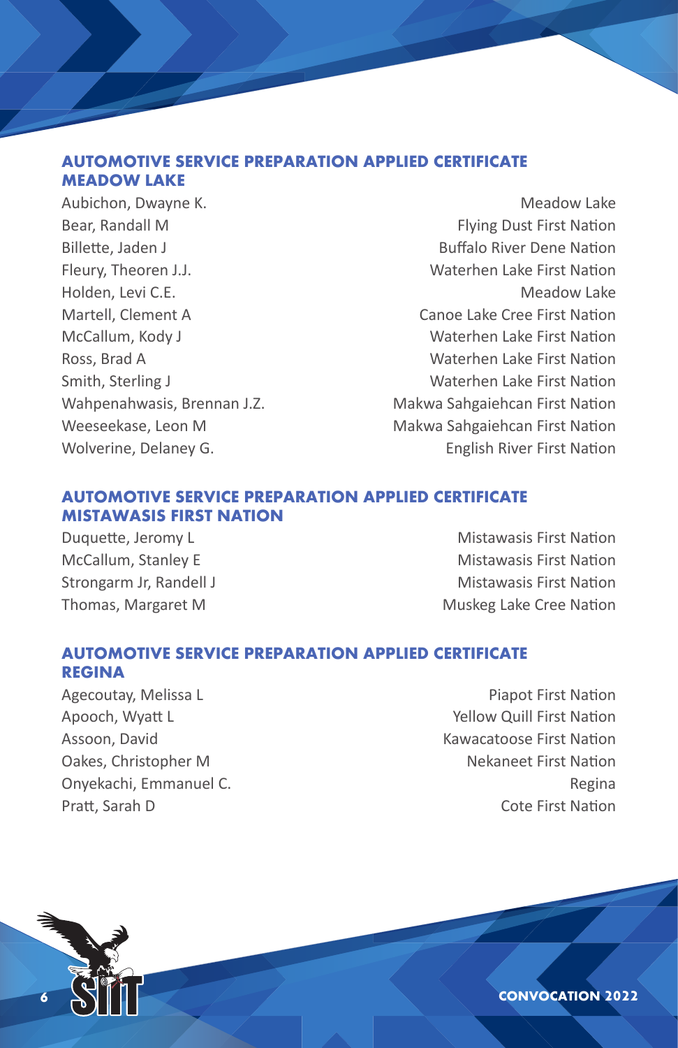## AUTOMOTIVE SERVICE PREPARATION APPLIED CERTIFICATE MEADOW LAKE

| Name | Community |
|---|---|
| Aubichon, Dwayne K. | Meadow Lake |
| Bear, Randall M | Flying Dust First Nation |
| Billette, Jaden J | Buffalo River Dene Nation |
| Fleury, Theoren J.J. | Waterhen Lake First Nation |
| Holden, Levi C.E. | Meadow Lake |
| Martell, Clement A | Canoe Lake Cree First Nation |
| McCallum, Kody J | Waterhen Lake First Nation |
| Ross, Brad A | Waterhen Lake First Nation |
| Smith, Sterling J | Waterhen Lake First Nation |
| Wahpenahwasis, Brennan J.Z. | Makwa Sahgaiehcan First Nation |
| Weeseekase, Leon M | Makwa Sahgaiehcan First Nation |
| Wolverine, Delaney G. | English River First Nation |

## AUTOMOTIVE SERVICE PREPARATION APPLIED CERTIFICATE MISTAWASIS FIRST NATION

| Name | Community |
|---|---|
| Duquette, Jeromy L | Mistawasis First Nation |
| McCallum, Stanley E | Mistawasis First Nation |
| Strongarm Jr, Randell J | Mistawasis First Nation |
| Thomas, Margaret M | Muskeg Lake Cree Nation |

## AUTOMOTIVE SERVICE PREPARATION APPLIED CERTIFICATE REGINA

| Name | Community |
|---|---|
| Agecoutay, Melissa L | Piapot First Nation |
| Apooch, Wyatt L | Yellow Quill First Nation |
| Assoon, David | Kawacatoose First Nation |
| Oakes, Christopher M | Nekaneet First Nation |
| Onyekachi, Emmanuel C. | Regina |
| Pratt, Sarah D | Cote First Nation |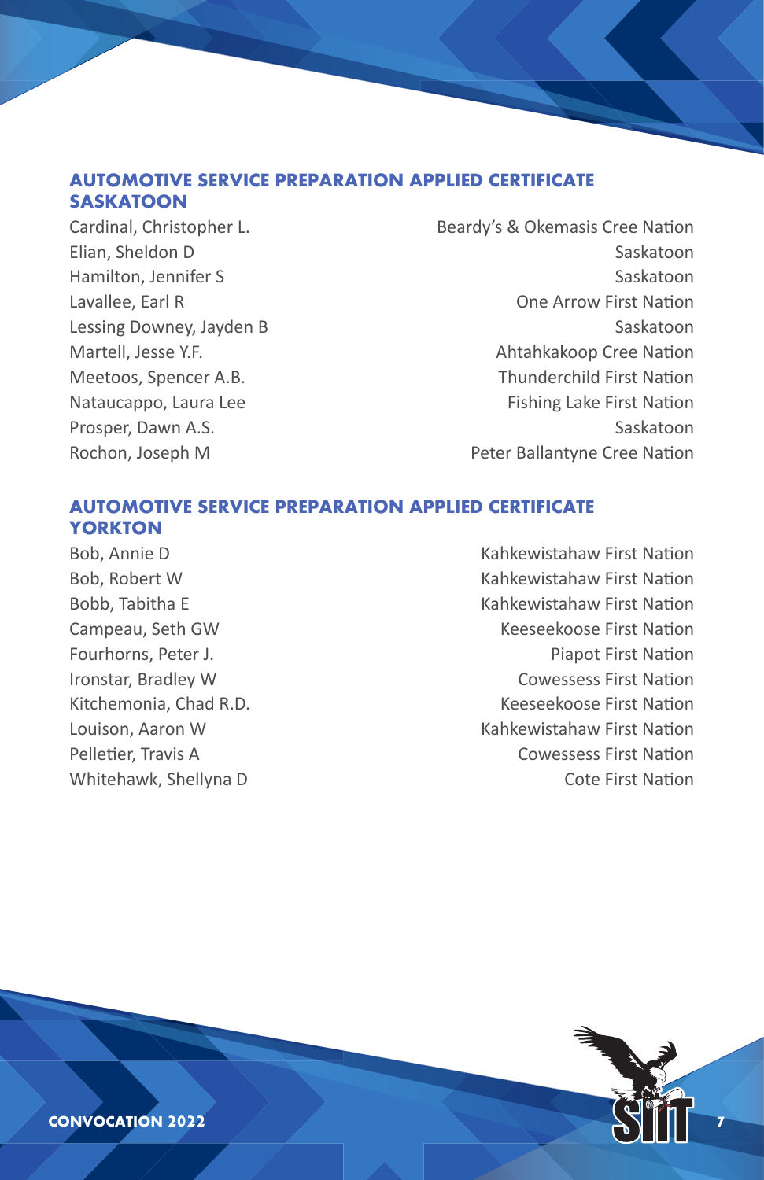## AUTOMOTIVE SERVICE PREPARATION APPLIED CERTIFICATE SASKATOON

| | |
|---|---|
| Cardinal, Christopher L. | Beardy's & Okemasis Cree Nation |
| Elian, Sheldon D | Saskatoon |
| Hamilton, Jennifer S | Saskatoon |
| Lavallee, Earl R | One Arrow First Nation |
| Lessing Downey, Jayden B | Saskatoon |
| Martell, Jesse Y.F. | Ahtahkakoop Cree Nation |
| Meetoos, Spencer A.B. | Thunderchild First Nation |
| Nataucappo, Laura Lee | Fishing Lake First Nation |
| Prosper, Dawn A.S. | Saskatoon |
| Rochon, Joseph M | Peter Ballantyne Cree Nation |

## AUTOMOTIVE SERVICE PREPARATION APPLIED CERTIFICATE YORKTON

| | |
|---|---|
| Bob, Annie D | Kahkewistahaw First Nation |
| Bob, Robert W | Kahkewistahaw First Nation |
| Bobb, Tabitha E | Kahkewistahaw First Nation |
| Campeau, Seth GW | Keeseekoose First Nation |
| Fourhorns, Peter J. | Piapot First Nation |
| Ironstar, Bradley W | Cowessess First Nation |
| Kitchemonia, Chad R.D. | Keeseekoose First Nation |
| Louison, Aaron W | Kahkewistahaw First Nation |
| Pelletier, Travis A | Cowessess First Nation |
| Whitehawk, Shellyna D | Cote First Nation |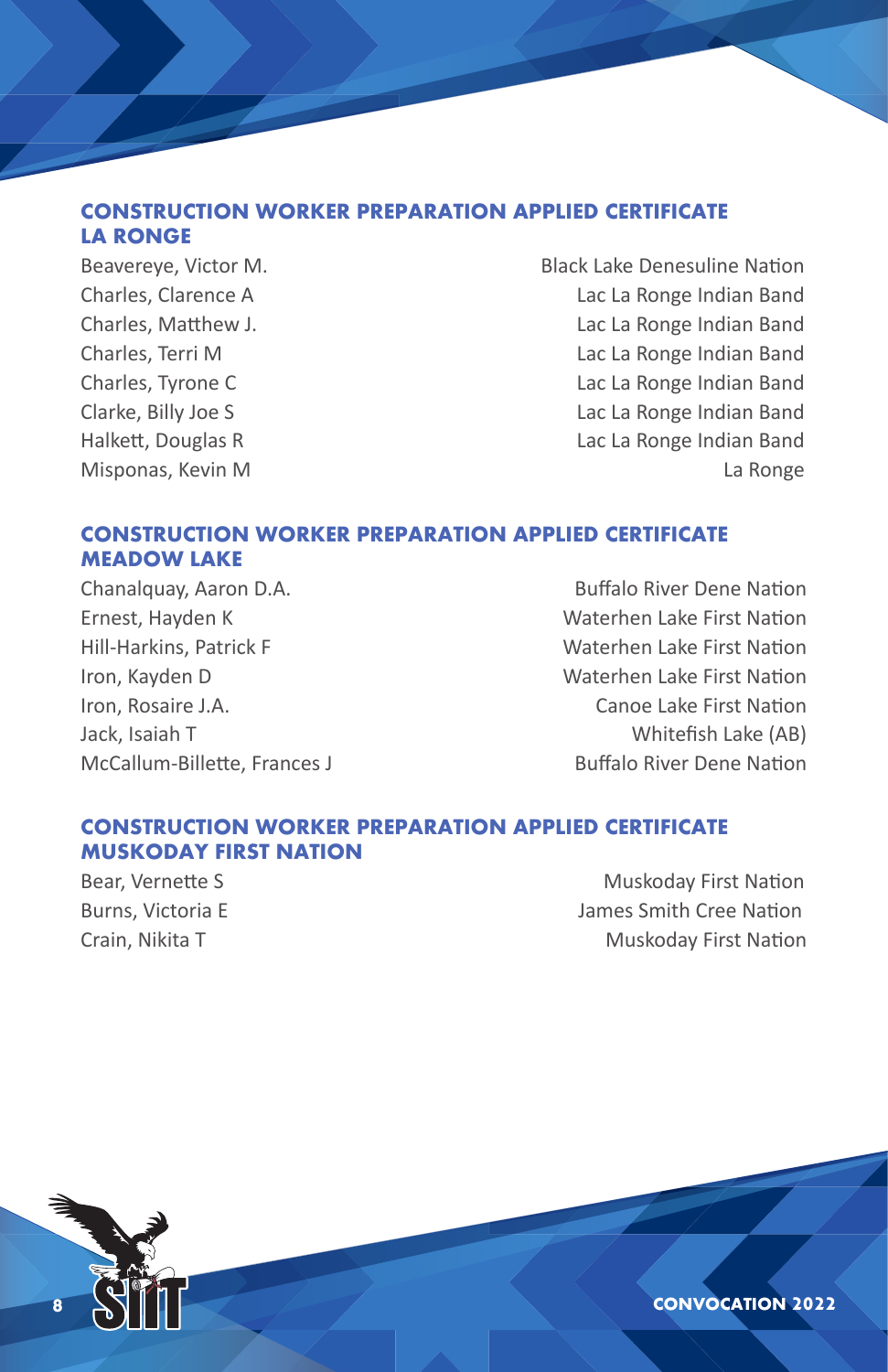## CONSTRUCTION WORKER PREPARATION APPLIED CERTIFICATE
## LA RONGE

| | |
|---|---|
| Beavereye, Victor M. | Black Lake Denesuline Nation |
| Charles, Clarence A | Lac La Ronge Indian Band |
| Charles, Matthew J. | Lac La Ronge Indian Band |
| Charles, Terri M | Lac La Ronge Indian Band |
| Charles, Tyrone C | Lac La Ronge Indian Band |
| Clarke, Billy Joe S | Lac La Ronge Indian Band |
| Halkett, Douglas R | Lac La Ronge Indian Band |
| Misponas, Kevin M | La Ronge |

## CONSTRUCTION WORKER PREPARATION APPLIED CERTIFICATE
## MEADOW LAKE

| | |
|---|---|
| Chanalquay, Aaron D.A. | Buffalo River Dene Nation |
| Ernest, Hayden K | Waterhen Lake First Nation |
| Hill-Harkins, Patrick F | Waterhen Lake First Nation |
| Iron, Kayden D | Waterhen Lake First Nation |
| Iron, Rosaire J.A. | Canoe Lake First Nation |
| Jack, Isaiah T | Whitefish Lake (AB) |
| McCallum-Billette, Frances J | Buffalo River Dene Nation |

## CONSTRUCTION WORKER PREPARATION APPLIED CERTIFICATE
## MUSKODAY FIRST NATION

| | |
|---|---|
| Bear, Vernette S | Muskoday First Nation |
| Burns, Victoria E | James Smith Cree Nation |
| Crain, Nikita T | Muskoday First Nation |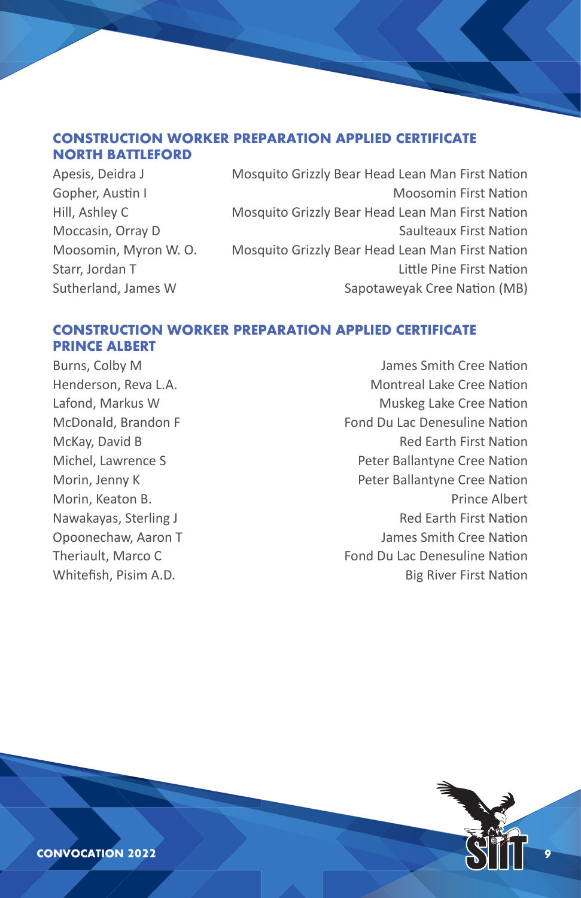## CONSTRUCTION WORKER PREPARATION APPLIED CERTIFICATE NORTH BATTLEFORD

| | |
|---|---|
| Apesis, Deidra J | Mosquito Grizzly Bear Head Lean Man First Nation |
| Gopher, Austin I | Moosomin First Nation |
| Hill, Ashley C | Mosquito Grizzly Bear Head Lean Man First Nation |
| Moccasin, Orray D | Saulteaux First Nation |
| Moosomin, Myron W. O. | Mosquito Grizzly Bear Head Lean Man First Nation |
| Starr, Jordan T | Little Pine First Nation |
| Sutherland, James W | Sapotaweyak Cree Nation (MB) |

## CONSTRUCTION WORKER PREPARATION APPLIED CERTIFICATE PRINCE ALBERT

| | |
|---|---|
| Burns, Colby M | James Smith Cree Nation |
| Henderson, Reva L.A. | Montreal Lake Cree Nation |
| Lafond, Markus W | Muskeg Lake Cree Nation |
| McDonald, Brandon F | Fond Du Lac Denesuline Nation |
| McKay, David B | Red Earth First Nation |
| Michel, Lawrence S | Peter Ballantyne Cree Nation |
| Morin, Jenny K | Peter Ballantyne Cree Nation |
| Morin, Keaton B. | Prince Albert |
| Nawakayas, Sterling J | Red Earth First Nation |
| Opoonechaw, Aaron T | James Smith Cree Nation |
| Theriault, Marco C | Fond Du Lac Denesuline Nation |
| Whitefish, Pisim A.D. | Big River First Nation |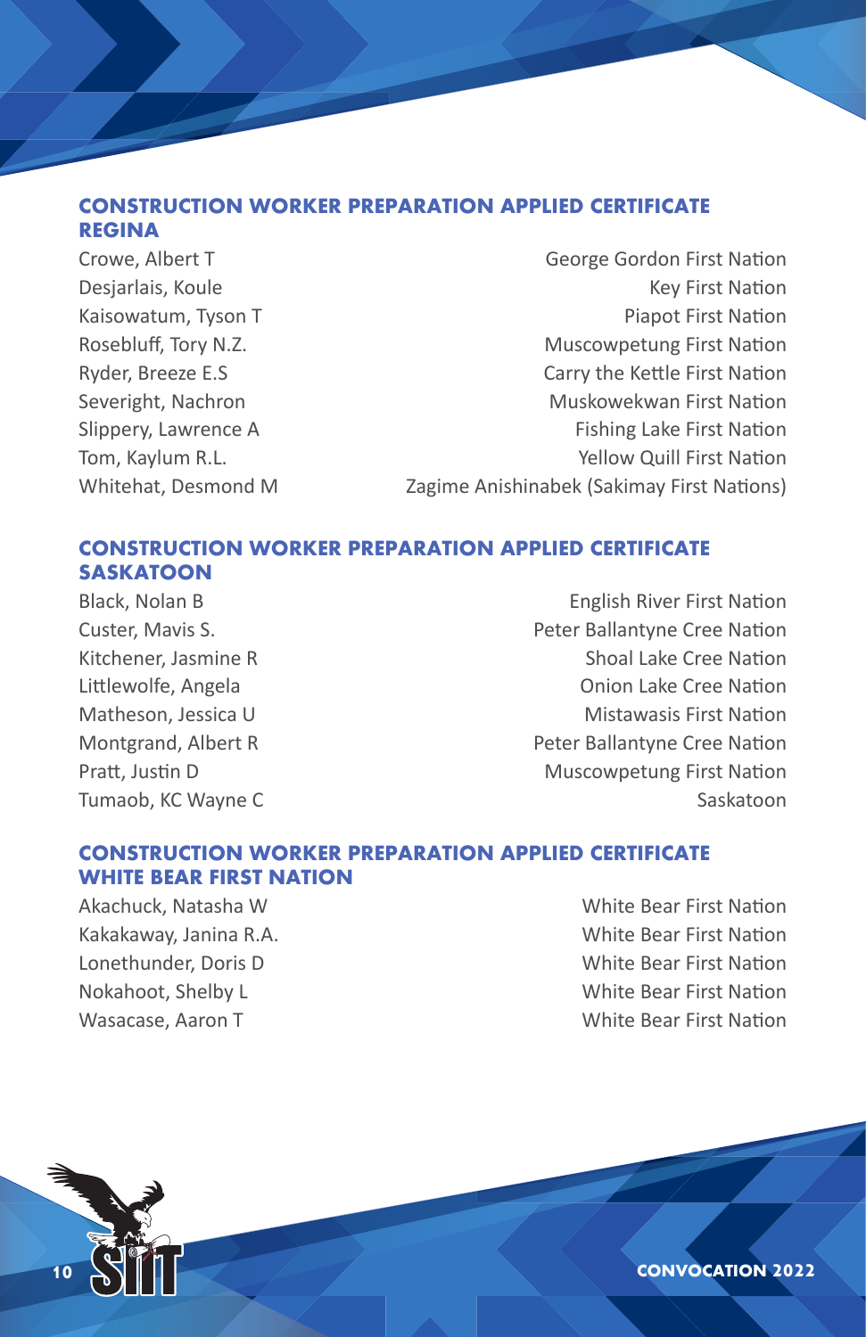## CONSTRUCTION WORKER PREPARATION APPLIED CERTIFICATE REGINA

| | |
|---|---|
| Crowe, Albert T | George Gordon First Nation |
| Desjarlais, Koule | Key First Nation |
| Kaisowatum, Tyson T | Piapot First Nation |
| Rosebluff, Tory N.Z. | Muscowpetung First Nation |
| Ryder, Breeze E.S | Carry the Kettle First Nation |
| Severight, Nachron | Muskowekwan First Nation |
| Slippery, Lawrence A | Fishing Lake First Nation |
| Tom, Kaylum R.L. | Yellow Quill First Nation |
| Whitehat, Desmond M | Zagime Anishinabek (Sakimay First Nations) |

## CONSTRUCTION WORKER PREPARATION APPLIED CERTIFICATE SASKATOON

| | |
|---|---|
| Black, Nolan B | English River First Nation |
| Custer, Mavis S. | Peter Ballantyne Cree Nation |
| Kitchener, Jasmine R | Shoal Lake Cree Nation |
| Littlewolfe, Angela | Onion Lake Cree Nation |
| Matheson, Jessica U | Mistawasis First Nation |
| Montgrand, Albert R | Peter Ballantyne Cree Nation |
| Pratt, Justin D | Muscowpetung First Nation |
| Tumaob, KC Wayne C | Saskatoon |

## CONSTRUCTION WORKER PREPARATION APPLIED CERTIFICATE WHITE BEAR FIRST NATION

| | |
|---|---|
| Akachuck, Natasha W | White Bear First Nation |
| Kakakaway, Janina R.A. | White Bear First Nation |
| Lonethunder, Doris D | White Bear First Nation |
| Nokahoot, Shelby L | White Bear First Nation |
| Wasacase, Aaron T | White Bear First Nation |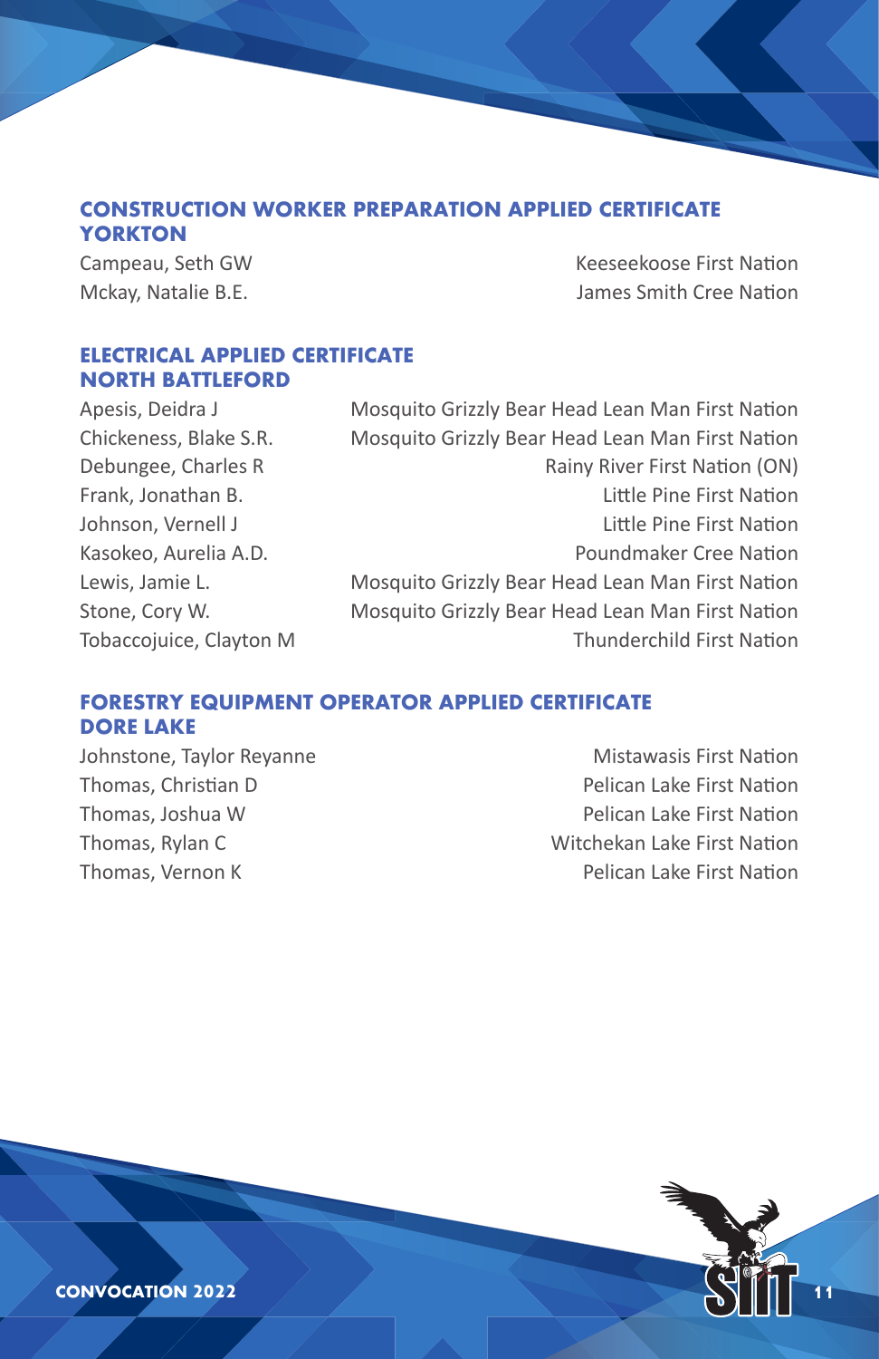## CONSTRUCTION WORKER PREPARATION APPLIED CERTIFICATE YORKTON

| | |
|---|---|
| Campeau, Seth GW | Keeseekoose First Nation |
| Mckay, Natalie B.E. | James Smith Cree Nation |

## ELECTRICAL APPLIED CERTIFICATE NORTH BATTLEFORD

| | |
|---|---|
| Apesis, Deidra J | Mosquito Grizzly Bear Head Lean Man First Nation |
| Chickeness, Blake S.R. | Mosquito Grizzly Bear Head Lean Man First Nation |
| Debungee, Charles R | Rainy River First Nation (ON) |
| Frank, Jonathan B. | Little Pine First Nation |
| Johnson, Vernell J | Little Pine First Nation |
| Kasokeo, Aurelia A.D. | Poundmaker Cree Nation |
| Lewis, Jamie L. | Mosquito Grizzly Bear Head Lean Man First Nation |
| Stone, Cory W. | Mosquito Grizzly Bear Head Lean Man First Nation |
| Tobaccojuice, Clayton M | Thunderchild First Nation |

## FORESTRY EQUIPMENT OPERATOR APPLIED CERTIFICATE DORE LAKE

| | |
|---|---|
| Johnstone, Taylor Reyanne | Mistawasis First Nation |
| Thomas, Christian D | Pelican Lake First Nation |
| Thomas, Joshua W | Pelican Lake First Nation |
| Thomas, Rylan C | Witchekan Lake First Nation |
| Thomas, Vernon K | Pelican Lake First Nation |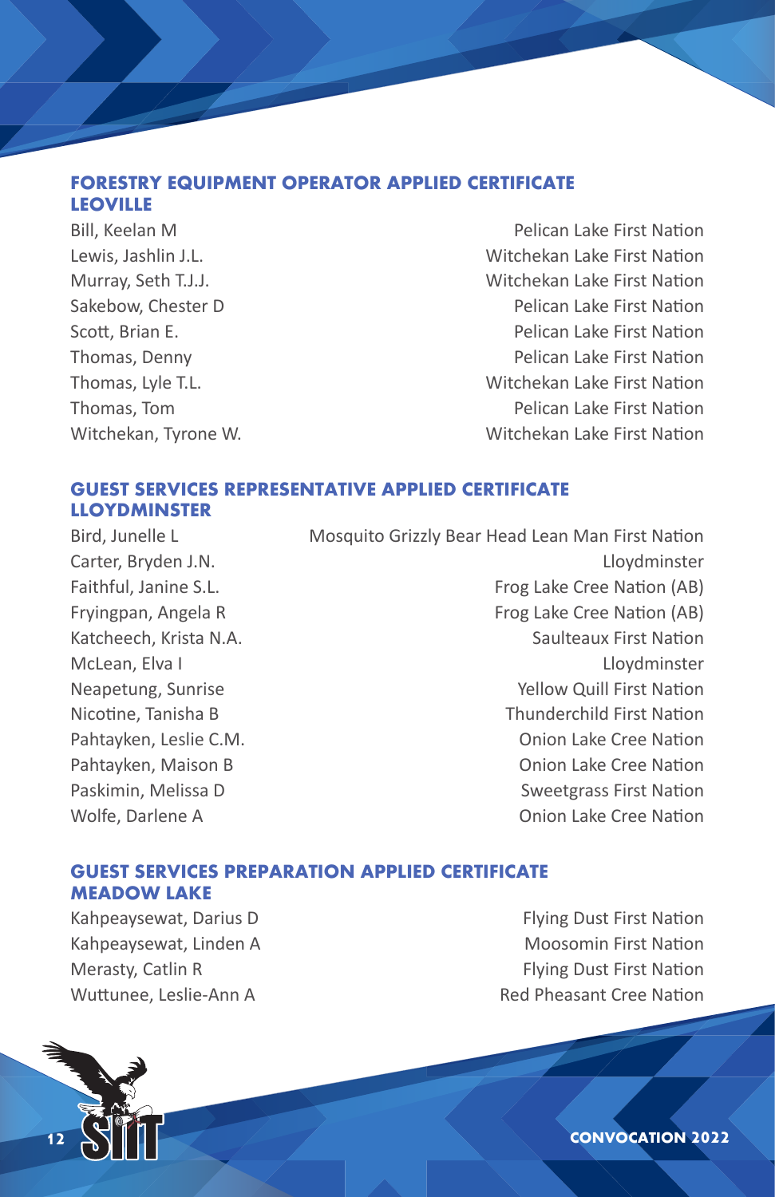## FORESTRY EQUIPMENT OPERATOR APPLIED CERTIFICATE
### LEOVILLE

| Name | First Nation / Community |
|---|---|
| Bill, Keelan M | Pelican Lake First Nation |
| Lewis, Jashlin J.L. | Witchekan Lake First Nation |
| Murray, Seth T.J.J. | Witchekan Lake First Nation |
| Sakebow, Chester D | Pelican Lake First Nation |
| Scott, Brian E. | Pelican Lake First Nation |
| Thomas, Denny | Pelican Lake First Nation |
| Thomas, Lyle T.L. | Witchekan Lake First Nation |
| Thomas, Tom | Pelican Lake First Nation |
| Witchekan, Tyrone W. | Witchekan Lake First Nation |

## GUEST SERVICES REPRESENTATIVE APPLIED CERTIFICATE
### LLOYDMINSTER

| Name | First Nation / Community |
|---|---|
| Bird, Junelle L | Mosquito Grizzly Bear Head Lean Man First Nation |
| Carter, Bryden J.N. | Lloydminster |
| Faithful, Janine S.L. | Frog Lake Cree Nation (AB) |
| Fryingpan, Angela R | Frog Lake Cree Nation (AB) |
| Katcheech, Krista N.A. | Saulteaux First Nation |
| McLean, Elva I | Lloydminster |
| Neapetung, Sunrise | Yellow Quill First Nation |
| Nicotine, Tanisha B | Thunderchild First Nation |
| Pahtayken, Leslie C.M. | Onion Lake Cree Nation |
| Pahtayken, Maison B | Onion Lake Cree Nation |
| Paskimin, Melissa D | Sweetgrass First Nation |
| Wolfe, Darlene A | Onion Lake Cree Nation |

## GUEST SERVICES PREPARATION APPLIED CERTIFICATE
### MEADOW LAKE

| Name | First Nation / Community |
|---|---|
| Kahpeaysewat, Darius D | Flying Dust First Nation |
| Kahpeaysewat, Linden A | Moosomin First Nation |
| Merasty, Catlin R | Flying Dust First Nation |
| Wuttunee, Leslie-Ann A | Red Pheasant Cree Nation |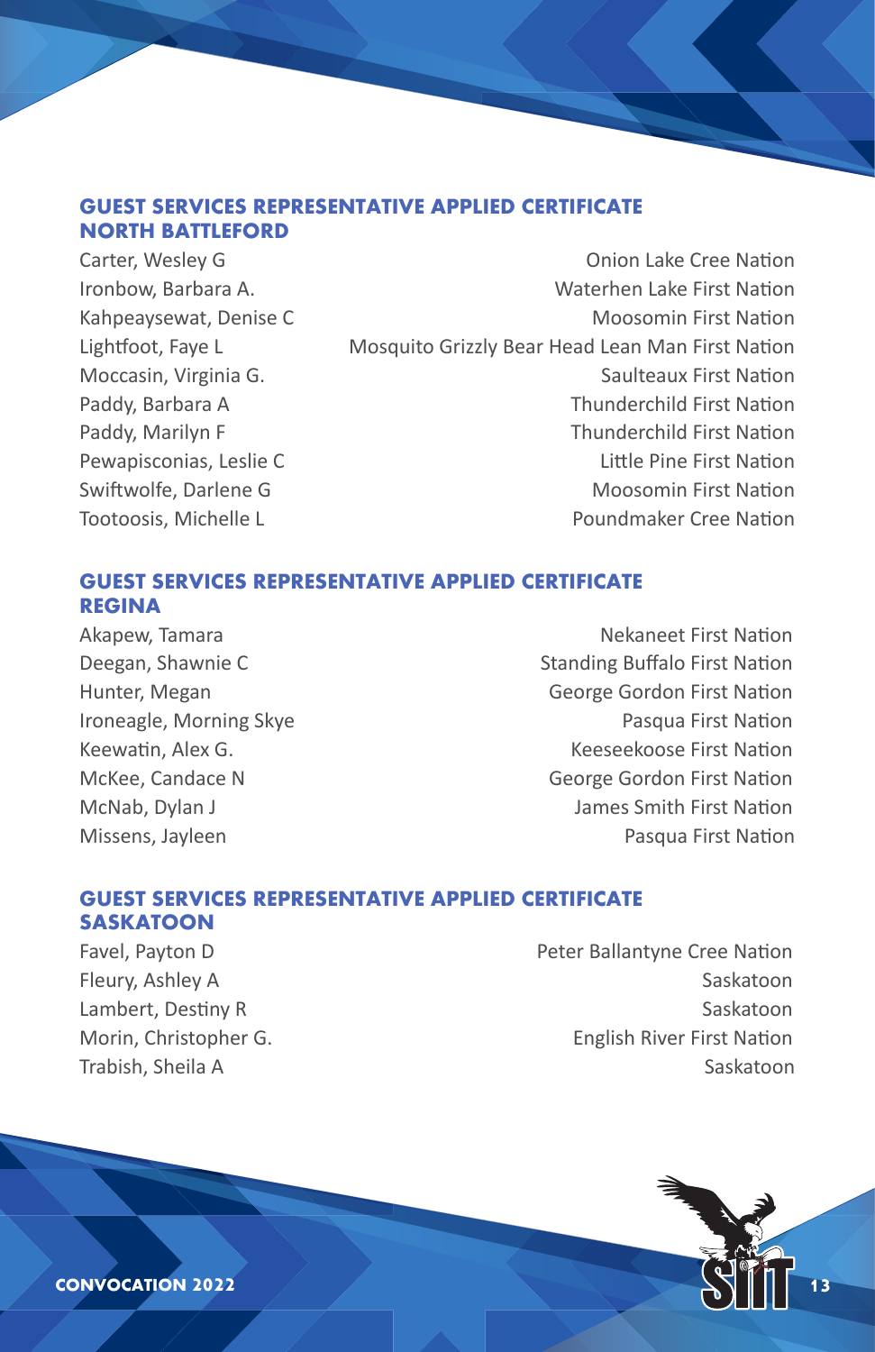## GUEST SERVICES REPRESENTATIVE APPLIED CERTIFICATE NORTH BATTLEFORD

| Name | Community |
|---|---|
| Carter, Wesley G | Onion Lake Cree Nation |
| Ironbow, Barbara A. | Waterhen Lake First Nation |
| Kahpeaysewat, Denise C | Moosomin First Nation |
| Lightfoot, Faye L | Mosquito Grizzly Bear Head Lean Man First Nation |
| Moccasin, Virginia G. | Saulteaux First Nation |
| Paddy, Barbara A | Thunderchild First Nation |
| Paddy, Marilyn F | Thunderchild First Nation |
| Pewapisconias, Leslie C | Little Pine First Nation |
| Swiftwolfe, Darlene G | Moosomin First Nation |
| Tootoosis, Michelle L | Poundmaker Cree Nation |

## GUEST SERVICES REPRESENTATIVE APPLIED CERTIFICATE REGINA

| Name | Community |
|---|---|
| Akapew, Tamara | Nekaneet First Nation |
| Deegan, Shawnie C | Standing Buffalo First Nation |
| Hunter, Megan | George Gordon First Nation |
| Ironeagle, Morning Skye | Pasqua First Nation |
| Keewatin, Alex G. | Keeseekoose First Nation |
| McKee, Candace N | George Gordon First Nation |
| McNab, Dylan J | James Smith First Nation |
| Missens, Jayleen | Pasqua First Nation |

## GUEST SERVICES REPRESENTATIVE APPLIED CERTIFICATE SASKATOON

| Name | Community |
|---|---|
| Favel, Payton D | Peter Ballantyne Cree Nation |
| Fleury, Ashley A | Saskatoon |
| Lambert, Destiny R | Saskatoon |
| Morin, Christopher G. | English River First Nation |
| Trabish, Sheila A | Saskatoon |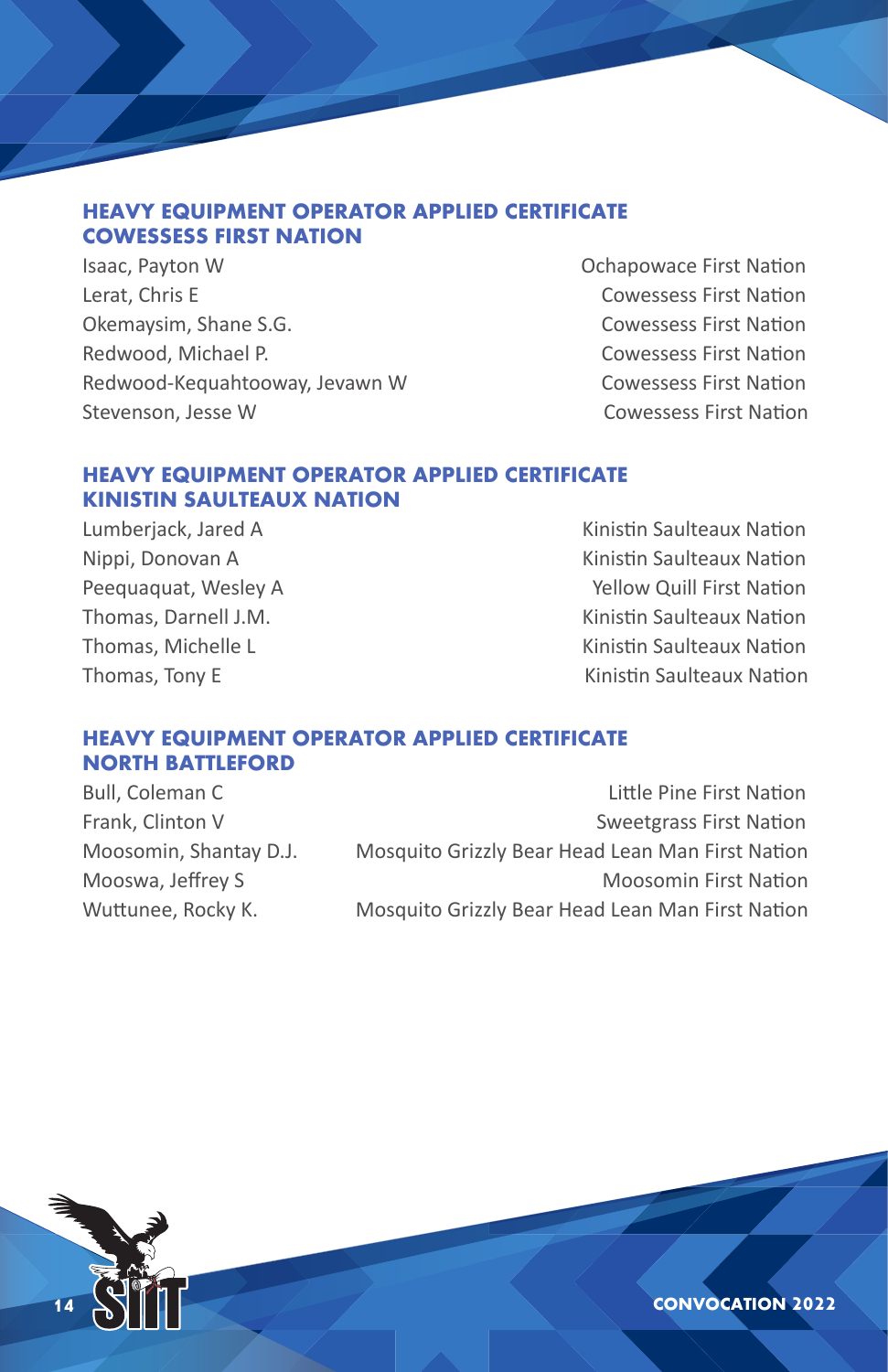### HEAVY EQUIPMENT OPERATOR APPLIED CERTIFICATE
### COWESSESS FIRST NATION

| | |
|---|---|
| Isaac, Payton W | Ochapowace First Nation |
| Lerat, Chris E | Cowessess First Nation |
| Okemaysim, Shane S.G. | Cowessess First Nation |
| Redwood, Michael P. | Cowessess First Nation |
| Redwood-Kequahtooway, Jevawn W | Cowessess First Nation |
| Stevenson, Jesse W | Cowessess First Nation |

### HEAVY EQUIPMENT OPERATOR APPLIED CERTIFICATE
### KINISTIN SAULTEAUX NATION

| | |
|---|---|
| Lumberjack, Jared A | Kinistin Saulteaux Nation |
| Nippi, Donovan A | Kinistin Saulteaux Nation |
| Peequaquat, Wesley A | Yellow Quill First Nation |
| Thomas, Darnell J.M. | Kinistin Saulteaux Nation |
| Thomas, Michelle L | Kinistin Saulteaux Nation |
| Thomas, Tony E | Kinistin Saulteaux Nation |

### HEAVY EQUIPMENT OPERATOR APPLIED CERTIFICATE
### NORTH BATTLEFORD

| | |
|---|---|
| Bull, Coleman C | Little Pine First Nation |
| Frank, Clinton V | Sweetgrass First Nation |
| Moosomin, Shantay D.J. | Mosquito Grizzly Bear Head Lean Man First Nation |
| Mooswa, Jeffrey S | Moosomin First Nation |
| Wuttunee, Rocky K. | Mosquito Grizzly Bear Head Lean Man First Nation |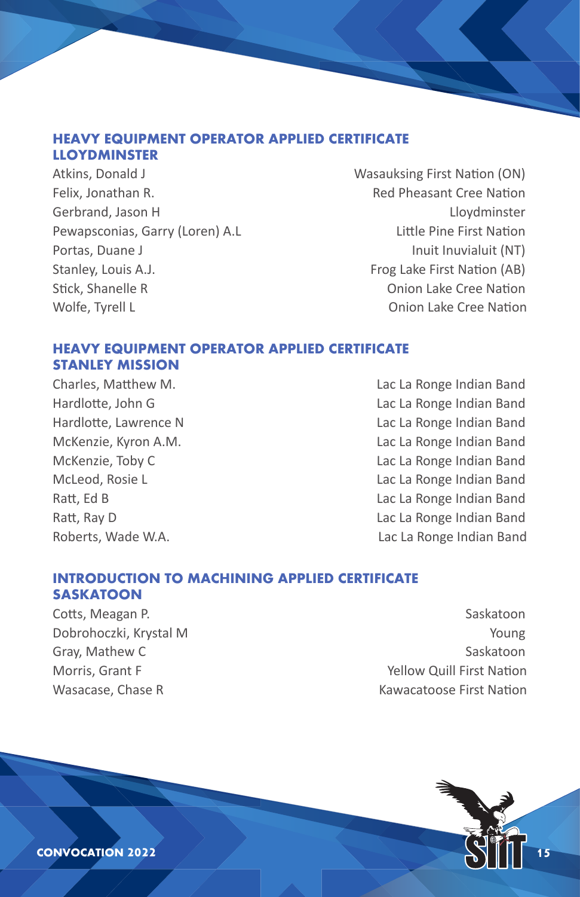## HEAVY EQUIPMENT OPERATOR APPLIED CERTIFICATE LLOYDMINSTER

| | |
|---|---|
| Atkins, Donald J | Wasauksing First Nation (ON) |
| Felix, Jonathan R. | Red Pheasant Cree Nation |
| Gerbrand, Jason H | Lloydminster |
| Pewapsconias, Garry (Loren) A.L | Little Pine First Nation |
| Portas, Duane J | Inuit Inuvialuit (NT) |
| Stanley, Louis A.J. | Frog Lake First Nation (AB) |
| Stick, Shanelle R | Onion Lake Cree Nation |
| Wolfe, Tyrell L | Onion Lake Cree Nation |

## HEAVY EQUIPMENT OPERATOR APPLIED CERTIFICATE STANLEY MISSION

| | |
|---|---|
| Charles, Matthew M. | Lac La Ronge Indian Band |
| Hardlotte, John G | Lac La Ronge Indian Band |
| Hardlotte, Lawrence N | Lac La Ronge Indian Band |
| McKenzie, Kyron A.M. | Lac La Ronge Indian Band |
| McKenzie, Toby C | Lac La Ronge Indian Band |
| McLeod, Rosie L | Lac La Ronge Indian Band |
| Ratt, Ed B | Lac La Ronge Indian Band |
| Ratt, Ray D | Lac La Ronge Indian Band |
| Roberts, Wade W.A. | Lac La Ronge Indian Band |

## INTRODUCTION TO MACHINING APPLIED CERTIFICATE SASKATOON

| | |
|---|---|
| Cotts, Meagan P. | Saskatoon |
| Dobrohoczki, Krystal M | Young |
| Gray, Mathew C | Saskatoon |
| Morris, Grant F | Yellow Quill First Nation |
| Wasacase, Chase R | Kawacatoose First Nation |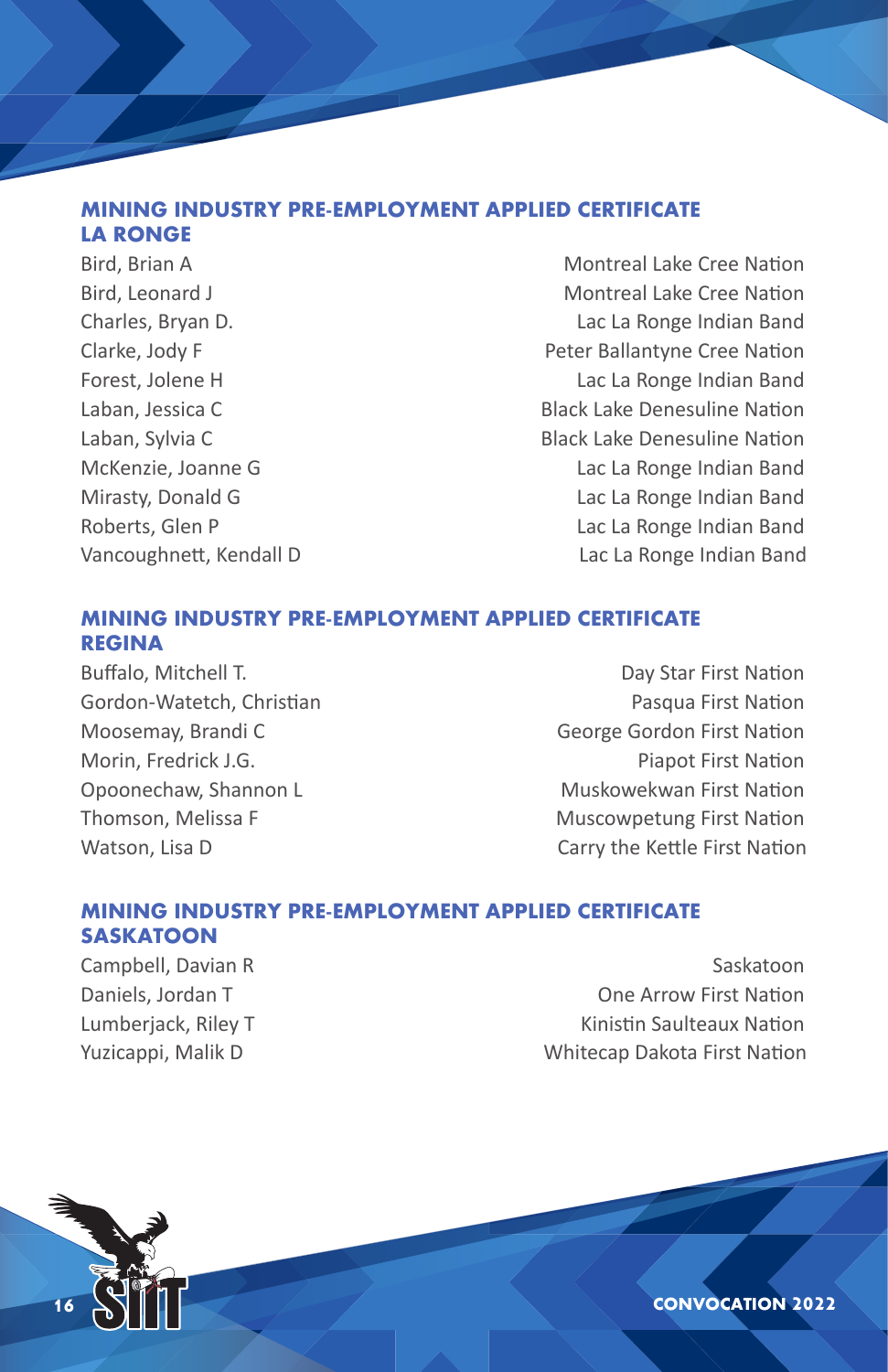## MINING INDUSTRY PRE-EMPLOYMENT APPLIED CERTIFICATE
## LA RONGE

| | |
|---|---|
| Bird, Brian A | Montreal Lake Cree Nation |
| Bird, Leonard J | Montreal Lake Cree Nation |
| Charles, Bryan D. | Lac La Ronge Indian Band |
| Clarke, Jody F | Peter Ballantyne Cree Nation |
| Forest, Jolene H | Lac La Ronge Indian Band |
| Laban, Jessica C | Black Lake Denesuline Nation |
| Laban, Sylvia C | Black Lake Denesuline Nation |
| McKenzie, Joanne G | Lac La Ronge Indian Band |
| Mirasty, Donald G | Lac La Ronge Indian Band |
| Roberts, Glen P | Lac La Ronge Indian Band |
| Vancoughnett, Kendall D | Lac La Ronge Indian Band |

## MINING INDUSTRY PRE-EMPLOYMENT APPLIED CERTIFICATE
## REGINA

| | |
|---|---|
| Buffalo, Mitchell T. | Day Star First Nation |
| Gordon-Watetch, Christian | Pasqua First Nation |
| Moosemay, Brandi C | George Gordon First Nation |
| Morin, Fredrick J.G. | Piapot First Nation |
| Opoonechaw, Shannon L | Muskowekwan First Nation |
| Thomson, Melissa F | Muscowpetung First Nation |
| Watson, Lisa D | Carry the Kettle First Nation |

## MINING INDUSTRY PRE-EMPLOYMENT APPLIED CERTIFICATE
## SASKATOON

| | |
|---|---|
| Campbell, Davian R | Saskatoon |
| Daniels, Jordan T | One Arrow First Nation |
| Lumberjack, Riley T | Kinistin Saulteaux Nation |
| Yuzicappi, Malik D | Whitecap Dakota First Nation |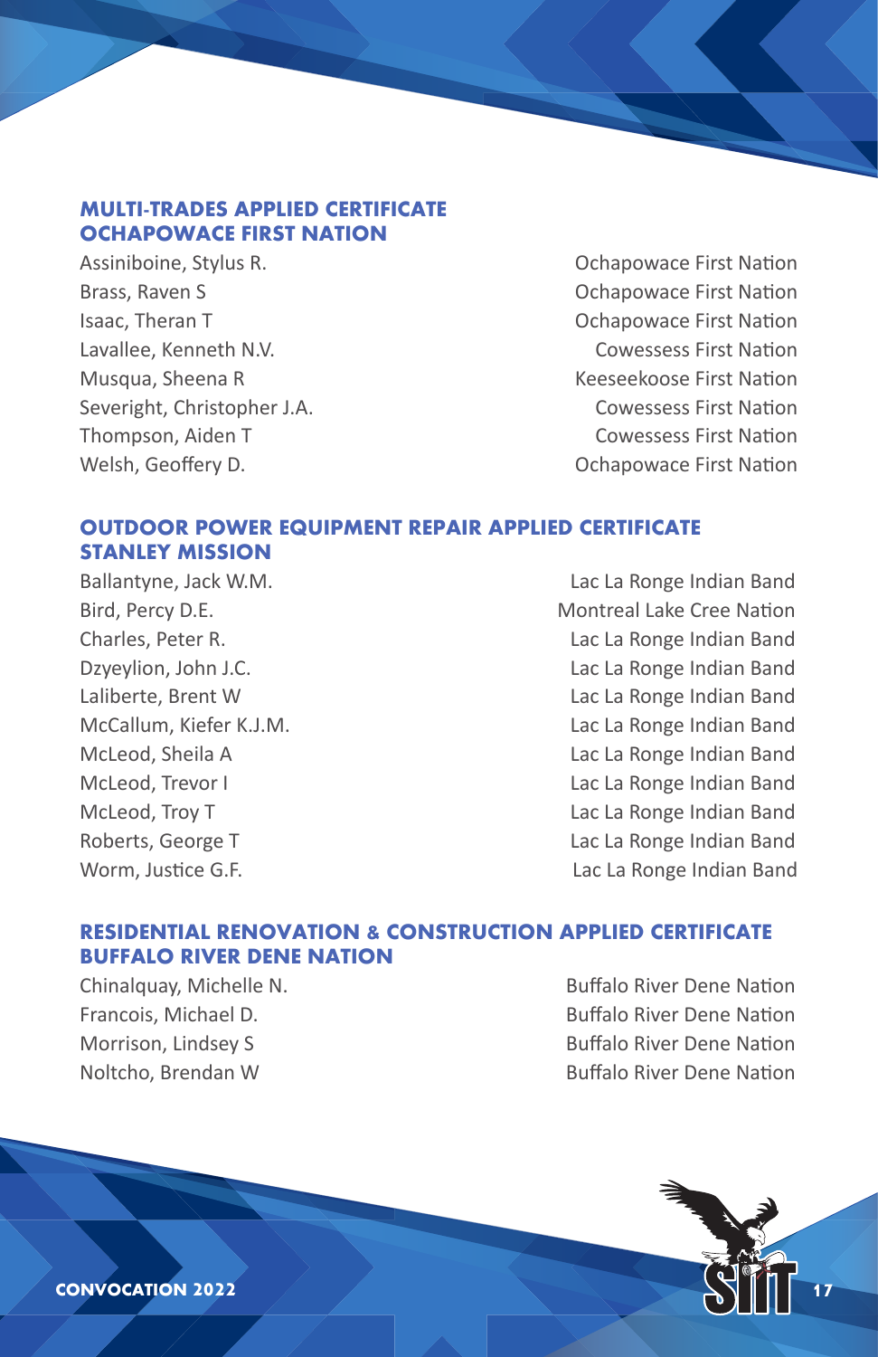## MULTI-TRADES APPLIED CERTIFICATE
## OCHAPOWACE FIRST NATION

| | |
|---|---|
| Assiniboine, Stylus R. | Ochapowace First Nation |
| Brass, Raven S | Ochapowace First Nation |
| Isaac, Theran T | Ochapowace First Nation |
| Lavallee, Kenneth N.V. | Cowessess First Nation |
| Musqua, Sheena R | Keeseekoose First Nation |
| Severight, Christopher J.A. | Cowessess First Nation |
| Thompson, Aiden T | Cowessess First Nation |
| Welsh, Geoffery D. | Ochapowace First Nation |

## OUTDOOR POWER EQUIPMENT REPAIR APPLIED CERTIFICATE
## STANLEY MISSION

| | |
|---|---|
| Ballantyne, Jack W.M. | Lac La Ronge Indian Band |
| Bird, Percy D.E. | Montreal Lake Cree Nation |
| Charles, Peter R. | Lac La Ronge Indian Band |
| Dzyeylion, John J.C. | Lac La Ronge Indian Band |
| Laliberte, Brent W | Lac La Ronge Indian Band |
| McCallum, Kiefer K.J.M. | Lac La Ronge Indian Band |
| McLeod, Sheila A | Lac La Ronge Indian Band |
| McLeod, Trevor I | Lac La Ronge Indian Band |
| McLeod, Troy T | Lac La Ronge Indian Band |
| Roberts, George T | Lac La Ronge Indian Band |
| Worm, Justice G.F. | Lac La Ronge Indian Band |

## RESIDENTIAL RENOVATION & CONSTRUCTION APPLIED CERTIFICATE
## BUFFALO RIVER DENE NATION

| | |
|---|---|
| Chinalquay, Michelle N. | Buffalo River Dene Nation |
| Francois, Michael D. | Buffalo River Dene Nation |
| Morrison, Lindsey S | Buffalo River Dene Nation |
| Noltcho, Brendan W | Buffalo River Dene Nation |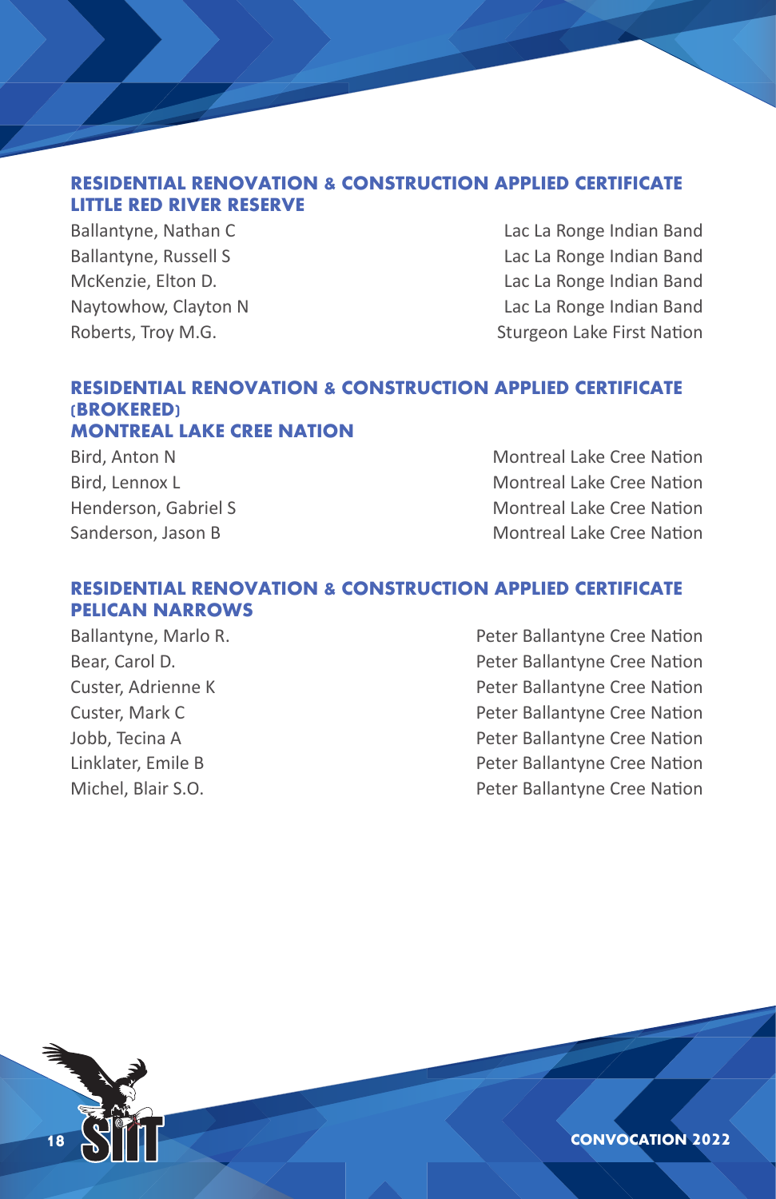### RESIDENTIAL RENOVATION & CONSTRUCTION APPLIED CERTIFICATE LITTLE RED RIVER RESERVE

| | |
|---|---|
| Ballantyne, Nathan C | Lac La Ronge Indian Band |
| Ballantyne, Russell S | Lac La Ronge Indian Band |
| McKenzie, Elton D. | Lac La Ronge Indian Band |
| Naytowhow, Clayton N | Lac La Ronge Indian Band |
| Roberts, Troy M.G. | Sturgeon Lake First Nation |

### RESIDENTIAL RENOVATION & CONSTRUCTION APPLIED CERTIFICATE (BROKERED) MONTREAL LAKE CREE NATION

| | |
|---|---|
| Bird, Anton N | Montreal Lake Cree Nation |
| Bird, Lennox L | Montreal Lake Cree Nation |
| Henderson, Gabriel S | Montreal Lake Cree Nation |
| Sanderson, Jason B | Montreal Lake Cree Nation |

### RESIDENTIAL RENOVATION & CONSTRUCTION APPLIED CERTIFICATE PELICAN NARROWS

| | |
|---|---|
| Ballantyne, Marlo R. | Peter Ballantyne Cree Nation |
| Bear, Carol D. | Peter Ballantyne Cree Nation |
| Custer, Adrienne K | Peter Ballantyne Cree Nation |
| Custer, Mark C | Peter Ballantyne Cree Nation |
| Jobb, Tecina A | Peter Ballantyne Cree Nation |
| Linklater, Emile B | Peter Ballantyne Cree Nation |
| Michel, Blair S.O. | Peter Ballantyne Cree Nation |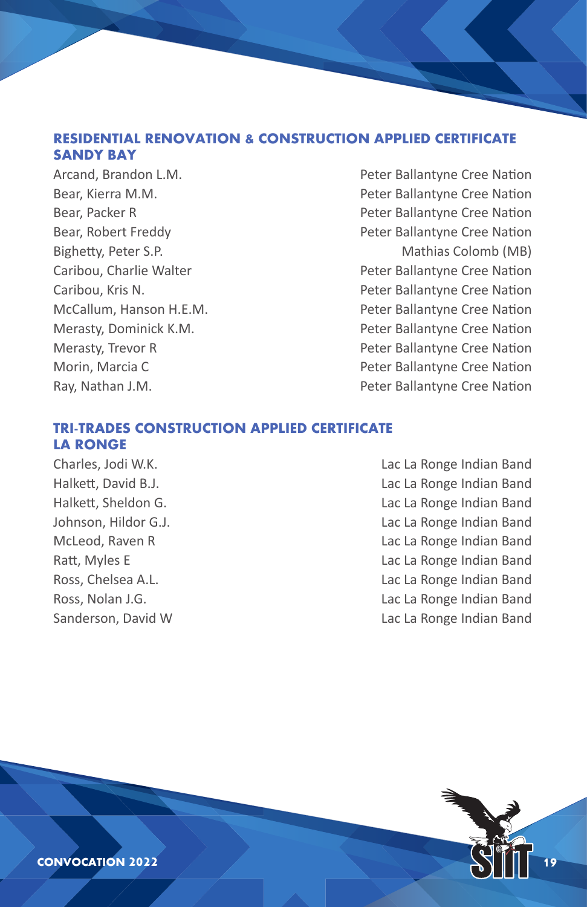## RESIDENTIAL RENOVATION & CONSTRUCTION APPLIED CERTIFICATE
## SANDY BAY

| | |
|---|---|
| Arcand, Brandon L.M. | Peter Ballantyne Cree Nation |
| Bear, Kierra M.M. | Peter Ballantyne Cree Nation |
| Bear, Packer R | Peter Ballantyne Cree Nation |
| Bear, Robert Freddy | Peter Ballantyne Cree Nation |
| Bighetty, Peter S.P. | Mathias Colomb (MB) |
| Caribou, Charlie Walter | Peter Ballantyne Cree Nation |
| Caribou, Kris N. | Peter Ballantyne Cree Nation |
| McCallum, Hanson H.E.M. | Peter Ballantyne Cree Nation |
| Merasty, Dominick K.M. | Peter Ballantyne Cree Nation |
| Merasty, Trevor R | Peter Ballantyne Cree Nation |
| Morin, Marcia C | Peter Ballantyne Cree Nation |
| Ray, Nathan J.M. | Peter Ballantyne Cree Nation |

## TRI-TRADES CONSTRUCTION APPLIED CERTIFICATE
## LA RONGE

| | |
|---|---|
| Charles, Jodi W.K. | Lac La Ronge Indian Band |
| Halkett, David B.J. | Lac La Ronge Indian Band |
| Halkett, Sheldon G. | Lac La Ronge Indian Band |
| Johnson, Hildor G.J. | Lac La Ronge Indian Band |
| McLeod, Raven R | Lac La Ronge Indian Band |
| Ratt, Myles E | Lac La Ronge Indian Band |
| Ross, Chelsea A.L. | Lac La Ronge Indian Band |
| Ross, Nolan J.G. | Lac La Ronge Indian Band |
| Sanderson, David W | Lac La Ronge Indian Band |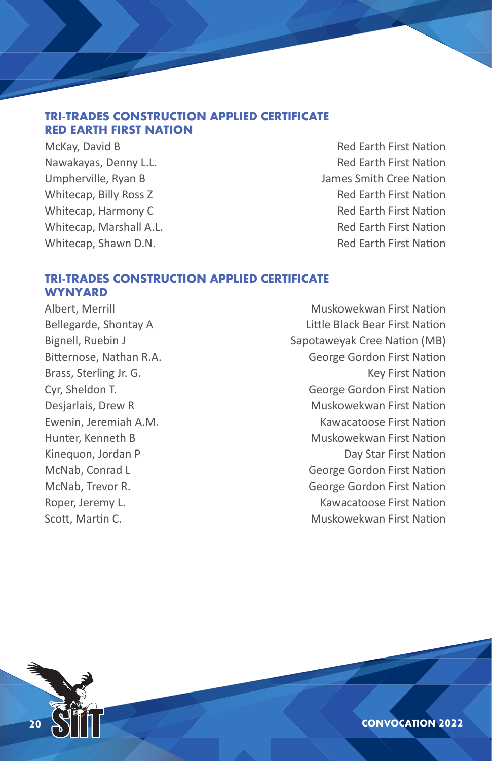## TRI-TRADES CONSTRUCTION APPLIED CERTIFICATE RED EARTH FIRST NATION

| | |
|---|---|
| McKay, David B | Red Earth First Nation |
| Nawakayas, Denny L.L. | Red Earth First Nation |
| Umpherville, Ryan B | James Smith Cree Nation |
| Whitecap, Billy Ross Z | Red Earth First Nation |
| Whitecap, Harmony C | Red Earth First Nation |
| Whitecap, Marshall A.L. | Red Earth First Nation |
| Whitecap, Shawn D.N. | Red Earth First Nation |

## TRI-TRADES CONSTRUCTION APPLIED CERTIFICATE WYNYARD

| | |
|---|---|
| Albert, Merrill | Muskowekwan First Nation |
| Bellegarde, Shontay A | Little Black Bear First Nation |
| Bignell, Ruebin J | Sapotaweyak Cree Nation (MB) |
| Bitternose, Nathan R.A. | George Gordon First Nation |
| Brass, Sterling Jr. G. | Key First Nation |
| Cyr, Sheldon T. | George Gordon First Nation |
| Desjarlais, Drew R | Muskowekwan First Nation |
| Ewenin, Jeremiah A.M. | Kawacatoose First Nation |
| Hunter, Kenneth B | Muskowekwan First Nation |
| Kinequon, Jordan P | Day Star First Nation |
| McNab, Conrad L | George Gordon First Nation |
| McNab, Trevor R. | George Gordon First Nation |
| Roper, Jeremy L. | Kawacatoose First Nation |
| Scott, Martin C. | Muskowekwan First Nation |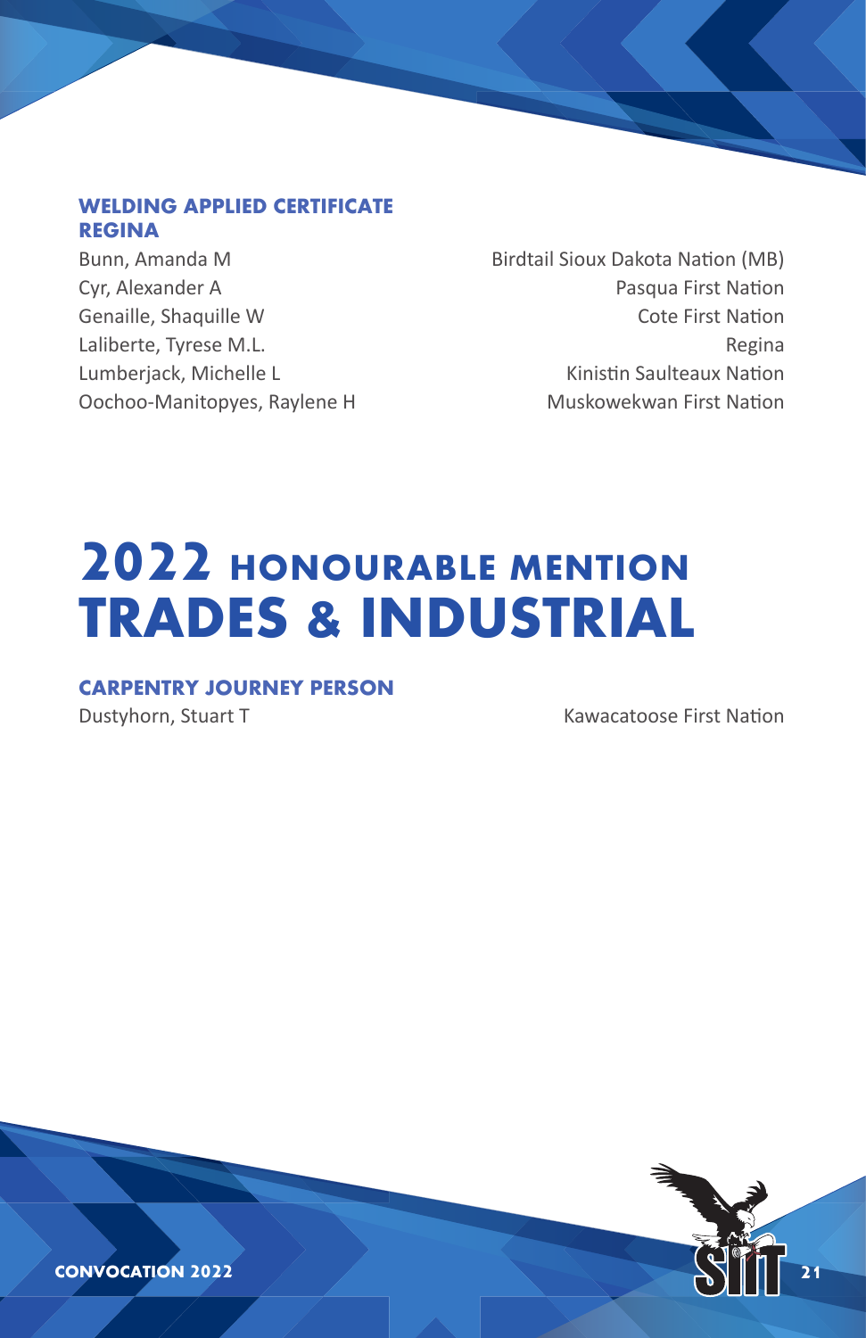### WELDING APPLIED CERTIFICATE REGINA

| | |
|---|---|
| Bunn, Amanda M | Birdtail Sioux Dakota Nation (MB) |
| Cyr, Alexander A | Pasqua First Nation |
| Genaille, Shaquille W | Cote First Nation |
| Laliberte, Tyrese M.L. | Regina |
| Lumberjack, Michelle L | Kinistin Saulteaux Nation |
| Oochoo-Manitopyes, Raylene H | Muskowekwan First Nation |

# 2022 HONOURABLE MENTION TRADES & INDUSTRIAL

### CARPENTRY JOURNEY PERSON

| | |
|---|---|
| Dustyhorn, Stuart T | Kawacatoose First Nation |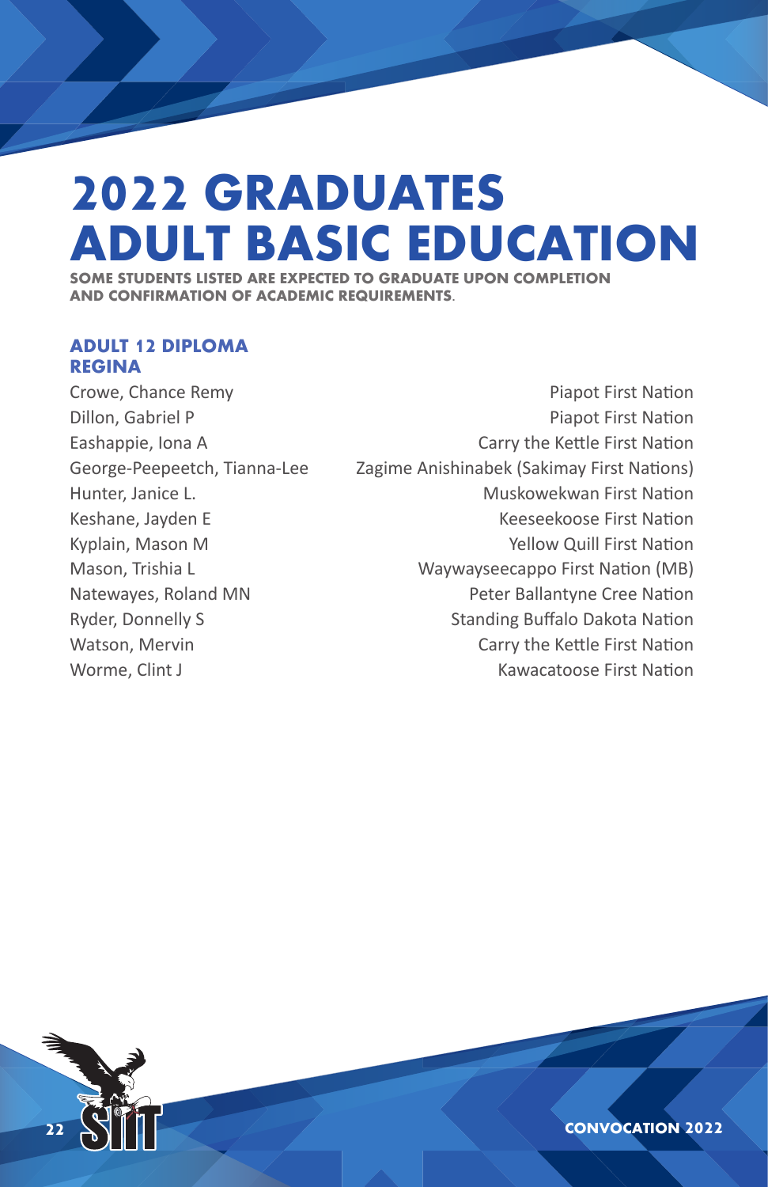# 2022 GRADUATES ADULT BASIC EDUCATION

**SOME STUDENTS LISTED ARE EXPECTED TO GRADUATE UPON COMPLETION AND CONFIRMATION OF ACADEMIC REQUIREMENTS.**

## ADULT 12 DIPLOMA
### REGINA

| Name | Nation |
| --- | --- |
| Crowe, Chance Remy | Piapot First Nation |
| Dillon, Gabriel P | Piapot First Nation |
| Eashappie, Iona A | Carry the Kettle First Nation |
| George-Peepeetch, Tianna-Lee | Zagime Anishinabek (Sakimay First Nations) |
| Hunter, Janice L. | Muskowekwan First Nation |
| Keshane, Jayden E | Keeseekoose First Nation |
| Kyplain, Mason M | Yellow Quill First Nation |
| Mason, Trishia L | Waywayseecappo First Nation (MB) |
| Natewayes, Roland MN | Peter Ballantyne Cree Nation |
| Ryder, Donnelly S | Standing Buffalo Dakota Nation |
| Watson, Mervin | Carry the Kettle First Nation |
| Worme, Clint J | Kawacatoose First Nation |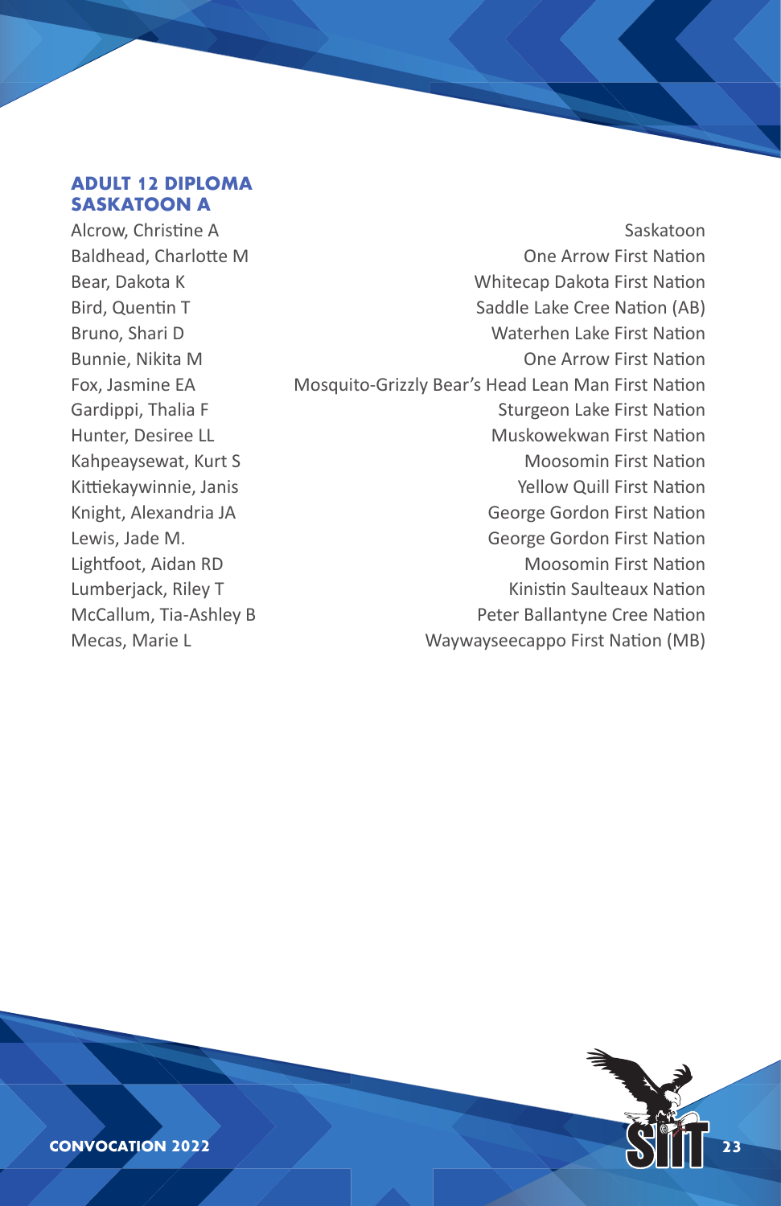## ADULT 12 DIPLOMA SASKATOON A

| | |
|---|---|
| Alcrow, Christine A | Saskatoon |
| Baldhead, Charlotte M | One Arrow First Nation |
| Bear, Dakota K | Whitecap Dakota First Nation |
| Bird, Quentin T | Saddle Lake Cree Nation (AB) |
| Bruno, Shari D | Waterhen Lake First Nation |
| Bunnie, Nikita M | One Arrow First Nation |
| Fox, Jasmine EA | Mosquito-Grizzly Bear's Head Lean Man First Nation |
| Gardippi, Thalia F | Sturgeon Lake First Nation |
| Hunter, Desiree LL | Muskowekwan First Nation |
| Kahpeaysewat, Kurt S | Moosomin First Nation |
| Kittiekaywinnie, Janis | Yellow Quill First Nation |
| Knight, Alexandria JA | George Gordon First Nation |
| Lewis, Jade M. | George Gordon First Nation |
| Lightfoot, Aidan RD | Moosomin First Nation |
| Lumberjack, Riley T | Kinistin Saulteaux Nation |
| McCallum, Tia-Ashley B | Peter Ballantyne Cree Nation |
| Mecas, Marie L | Waywayseecappo First Nation (MB) |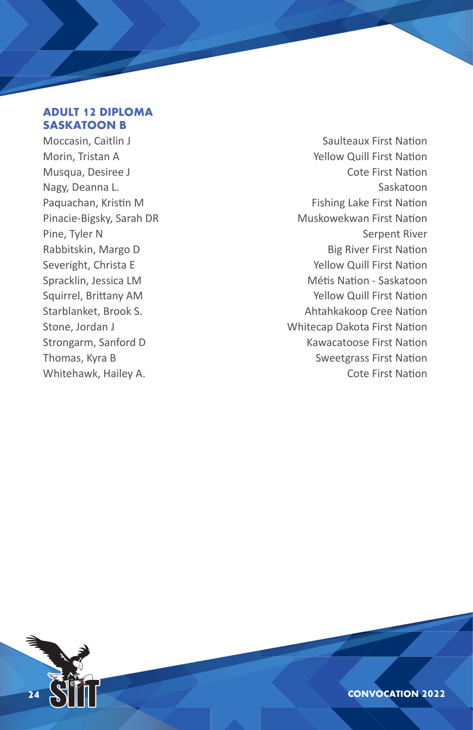## ADULT 12 DIPLOMA SASKATOON B

| Name | Community |
| --- | --- |
| Moccasin, Caitlin J | Saulteaux First Nation |
| Morin, Tristan A | Yellow Quill First Nation |
| Musqua, Desiree J | Cote First Nation |
| Nagy, Deanna L. | Saskatoon |
| Paquachan, Kristin M | Fishing Lake First Nation |
| Pinacie-Bigsky, Sarah DR | Muskowekwan First Nation |
| Pine, Tyler N | Serpent River |
| Rabbitskin, Margo D | Big River First Nation |
| Severight, Christa E | Yellow Quill First Nation |
| Spracklin, Jessica LM | Métis Nation - Saskatoon |
| Squirrel, Brittany AM | Yellow Quill First Nation |
| Starblanket, Brook S. | Ahtahkakoop Cree Nation |
| Stone, Jordan J | Whitecap Dakota First Nation |
| Strongarm, Sanford D | Kawacatoose First Nation |
| Thomas, Kyra B | Sweetgrass First Nation |
| Whitehawk, Hailey A. | Cote First Nation |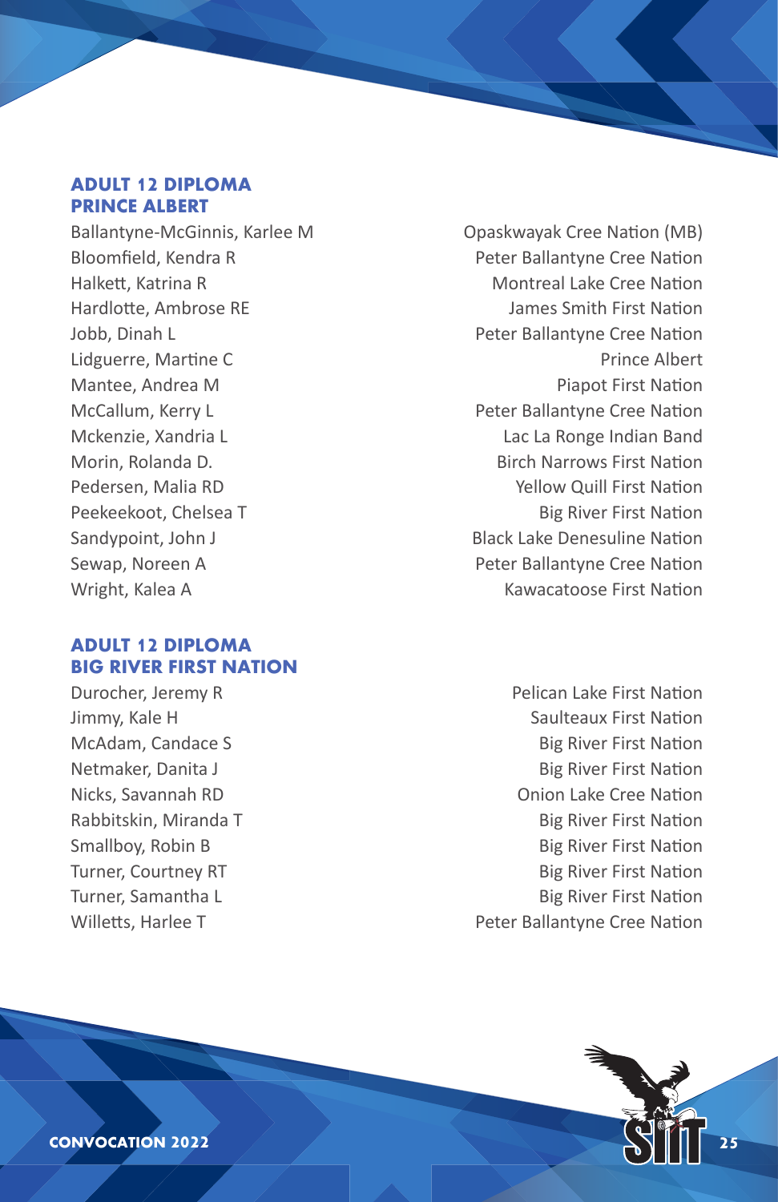## ADULT 12 DIPLOMA
## PRINCE ALBERT

| Name | First Nation / Community |
|---|---|
| Ballantyne-McGinnis, Karlee M | Opaskwayak Cree Nation (MB) |
| Bloomfield, Kendra R | Peter Ballantyne Cree Nation |
| Halkett, Katrina R | Montreal Lake Cree Nation |
| Hardlotte, Ambrose RE | James Smith First Nation |
| Jobb, Dinah L | Peter Ballantyne Cree Nation |
| Lidguerre, Martine C | Prince Albert |
| Mantee, Andrea M | Piapot First Nation |
| McCallum, Kerry L | Peter Ballantyne Cree Nation |
| Mckenzie, Xandria L | Lac La Ronge Indian Band |
| Morin, Rolanda D. | Birch Narrows First Nation |
| Pedersen, Malia RD | Yellow Quill First Nation |
| Peekeekoot, Chelsea T | Big River First Nation |
| Sandypoint, John J | Black Lake Denesuline Nation |
| Sewap, Noreen A | Peter Ballantyne Cree Nation |
| Wright, Kalea A | Kawacatoose First Nation |

## ADULT 12 DIPLOMA
## BIG RIVER FIRST NATION

| Name | First Nation / Community |
|---|---|
| Durocher, Jeremy R | Pelican Lake First Nation |
| Jimmy, Kale H | Saulteaux First Nation |
| McAdam, Candace S | Big River First Nation |
| Netmaker, Danita J | Big River First Nation |
| Nicks, Savannah RD | Onion Lake Cree Nation |
| Rabbitskin, Miranda T | Big River First Nation |
| Smallboy, Robin B | Big River First Nation |
| Turner, Courtney RT | Big River First Nation |
| Turner, Samantha L | Big River First Nation |
| Willetts, Harlee T | Peter Ballantyne Cree Nation |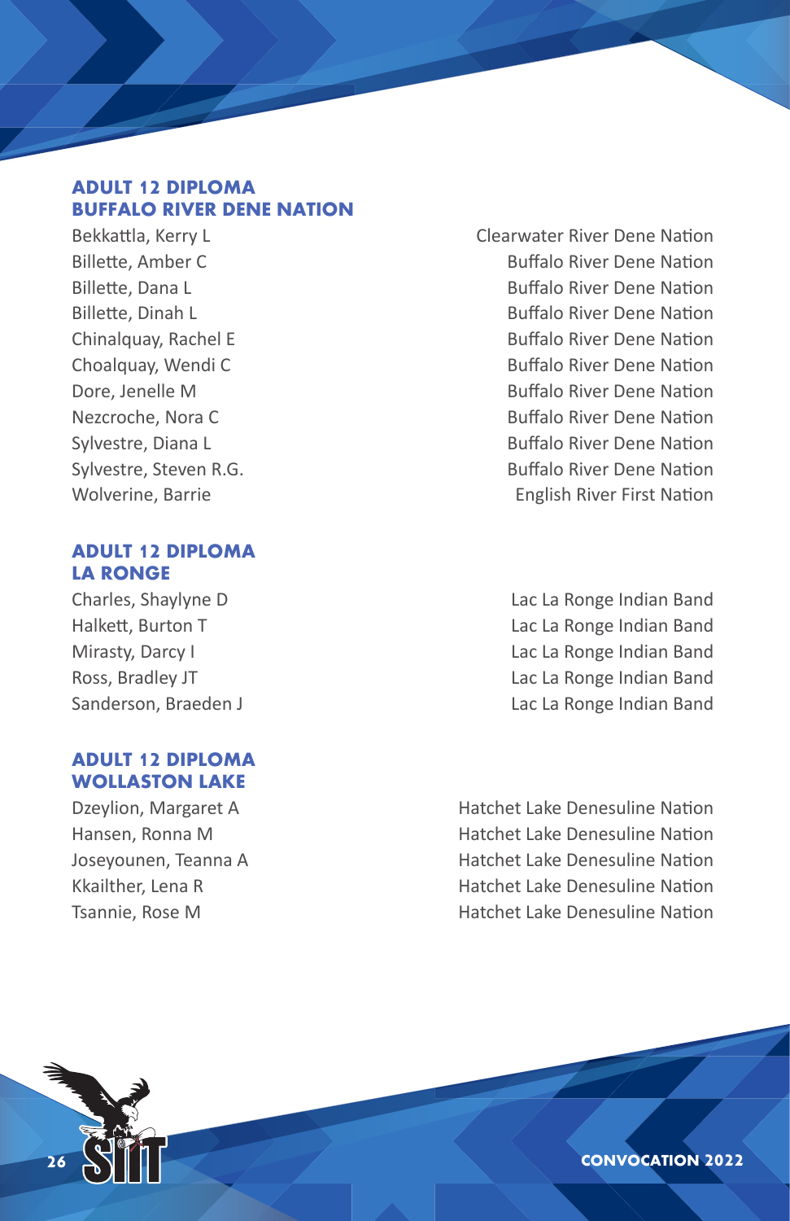### ADULT 12 DIPLOMA
### BUFFALO RIVER DENE NATION

| Name | Nation |
|---|---|
| Bekkattla, Kerry L | Clearwater River Dene Nation |
| Billette, Amber C | Buffalo River Dene Nation |
| Billette, Dana L | Buffalo River Dene Nation |
| Billette, Dinah L | Buffalo River Dene Nation |
| Chinalquay, Rachel E | Buffalo River Dene Nation |
| Choalquay, Wendi C | Buffalo River Dene Nation |
| Dore, Jenelle M | Buffalo River Dene Nation |
| Nezcroche, Nora C | Buffalo River Dene Nation |
| Sylvestre, Diana L | Buffalo River Dene Nation |
| Sylvestre, Steven R.G. | Buffalo River Dene Nation |
| Wolverine, Barrie | English River First Nation |

### ADULT 12 DIPLOMA
### LA RONGE

| Name | Nation |
|---|---|
| Charles, Shaylyne D | Lac La Ronge Indian Band |
| Halkett, Burton T | Lac La Ronge Indian Band |
| Mirasty, Darcy I | Lac La Ronge Indian Band |
| Ross, Bradley JT | Lac La Ronge Indian Band |
| Sanderson, Braeden J | Lac La Ronge Indian Band |

### ADULT 12 DIPLOMA
### WOLLASTON LAKE

| Name | Nation |
|---|---|
| Dzeylion, Margaret A | Hatchet Lake Denesuline Nation |
| Hansen, Ronna M | Hatchet Lake Denesuline Nation |
| Joseyounen, Teanna A | Hatchet Lake Denesuline Nation |
| Kkailther, Lena R | Hatchet Lake Denesuline Nation |
| Tsannie, Rose M | Hatchet Lake Denesuline Nation |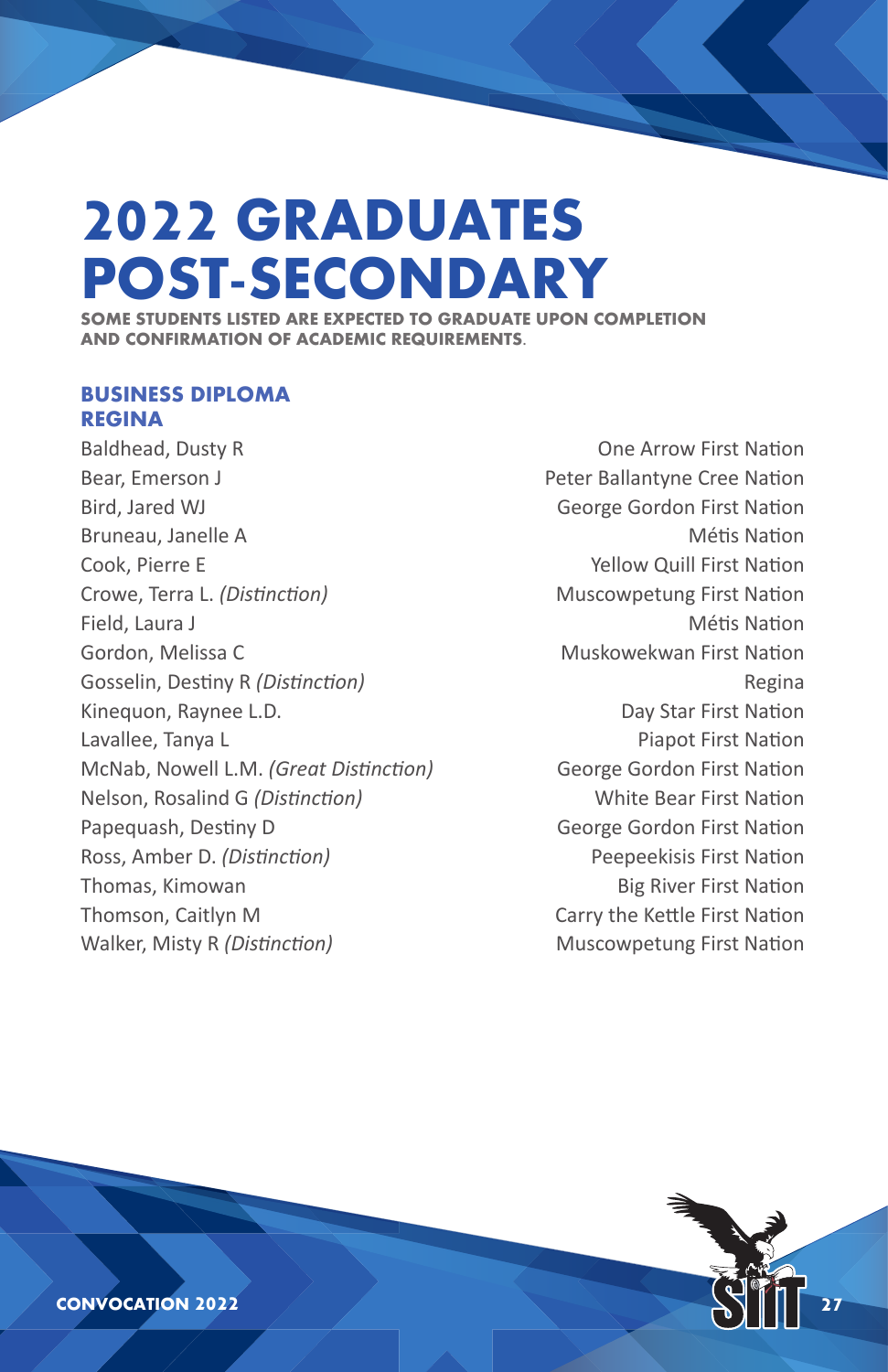# 2022 GRADUATES POST-SECONDARY

**SOME STUDENTS LISTED ARE EXPECTED TO GRADUATE UPON COMPLETION AND CONFIRMATION OF ACADEMIC REQUIREMENTS.**

### BUSINESS DIPLOMA REGINA

| Name | Nation |
|---|---|
| Baldhead, Dusty R | One Arrow First Nation |
| Bear, Emerson J | Peter Ballantyne Cree Nation |
| Bird, Jared WJ | George Gordon First Nation |
| Bruneau, Janelle A | Métis Nation |
| Cook, Pierre E | Yellow Quill First Nation |
| Crowe, Terra L. *(Distinction)* | Muscowpetung First Nation |
| Field, Laura J | Métis Nation |
| Gordon, Melissa C | Muskowekwan First Nation |
| Gosselin, Destiny R *(Distinction)* | Regina |
| Kinequon, Raynee L.D. | Day Star First Nation |
| Lavallee, Tanya L | Piapot First Nation |
| McNab, Nowell L.M. *(Great Distinction)* | George Gordon First Nation |
| Nelson, Rosalind G *(Distinction)* | White Bear First Nation |
| Papequash, Destiny D | George Gordon First Nation |
| Ross, Amber D. *(Distinction)* | Peepeekisis First Nation |
| Thomas, Kimowan | Big River First Nation |
| Thomson, Caitlyn M | Carry the Kettle First Nation |
| Walker, Misty R *(Distinction)* | Muscowpetung First Nation |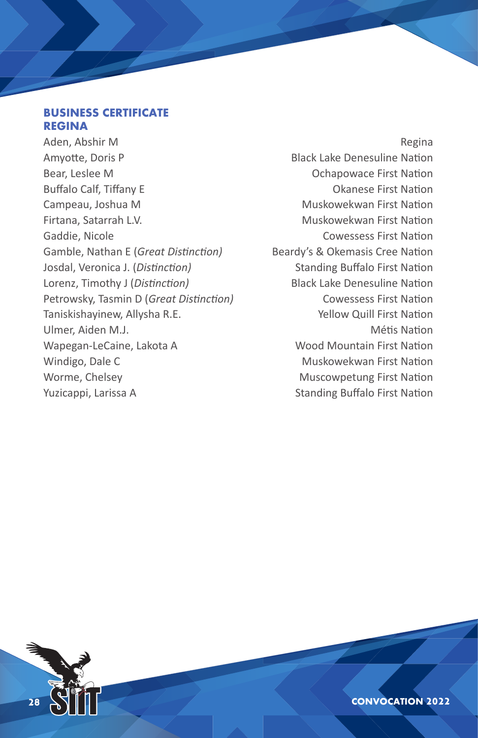## BUSINESS CERTIFICATE
## REGINA

| Name | Nation |
|---|---|
| Aden, Abshir M | Regina |
| Amyotte, Doris P | Black Lake Denesuline Nation |
| Bear, Leslee M | Ochapowace First Nation |
| Buffalo Calf, Tiffany E | Okanese First Nation |
| Campeau, Joshua M | Muskowekwan First Nation |
| Firtana, Satarrah L.V. | Muskowekwan First Nation |
| Gaddie, Nicole | Cowessess First Nation |
| Gamble, Nathan E (*Great Distinction)* | Beardy's & Okemasis Cree Nation |
| Josdal, Veronica J. (*Distinction)* | Standing Buffalo First Nation |
| Lorenz, Timothy J (*Distinction)* | Black Lake Denesuline Nation |
| Petrowsky, Tasmin D (*Great Distinction)* | Cowessess First Nation |
| Taniskishayinew, Allysha R.E. | Yellow Quill First Nation |
| Ulmer, Aiden M.J. | Métis Nation |
| Wapegan-LeCaine, Lakota A | Wood Mountain First Nation |
| Windigo, Dale C | Muskowekwan First Nation |
| Worme, Chelsey | Muscowpetung First Nation |
| Yuzicappi, Larissa A | Standing Buffalo First Nation |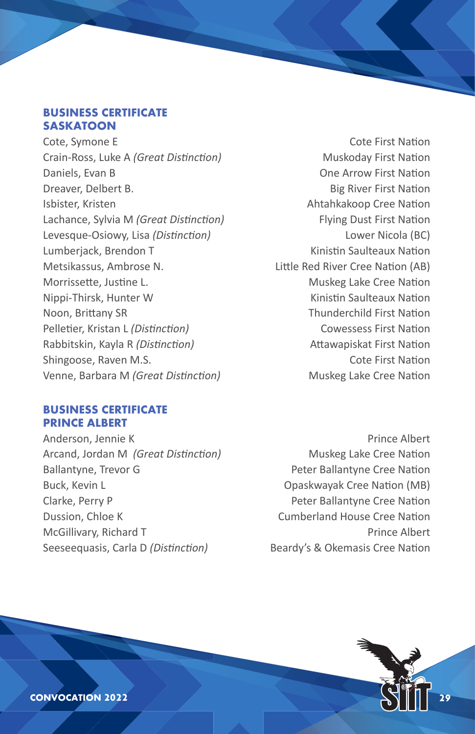## BUSINESS CERTIFICATE SASKATOON

| Name | First Nation |
|---|---|
| Cote, Symone E | Cote First Nation |
| Crain-Ross, Luke A *(Great Distinction)* | Muskoday First Nation |
| Daniels, Evan B | One Arrow First Nation |
| Dreaver, Delbert B. | Big River First Nation |
| Isbister, Kristen | Ahtahkakoop Cree Nation |
| Lachance, Sylvia M *(Great Distinction)* | Flying Dust First Nation |
| Levesque-Osiowy, Lisa *(Distinction)* | Lower Nicola (BC) |
| Lumberjack, Brendon T | Kinistin Saulteaux Nation |
| Metsikassus, Ambrose N. | Little Red River Cree Nation (AB) |
| Morrissette, Justine L. | Muskeg Lake Cree Nation |
| Nippi-Thirsk, Hunter W | Kinistin Saulteaux Nation |
| Noon, Brittany SR | Thunderchild First Nation |
| Pelletier, Kristan L *(Distinction)* | Cowessess First Nation |
| Rabbitskin, Kayla R *(Distinction)* | Attawapiskat First Nation |
| Shingoose, Raven M.S. | Cote First Nation |
| Venne, Barbara M *(Great Distinction)* | Muskeg Lake Cree Nation |

## BUSINESS CERTIFICATE PRINCE ALBERT

| Name | First Nation |
|---|---|
| Anderson, Jennie K | Prince Albert |
| Arcand, Jordan M *(Great Distinction)* | Muskeg Lake Cree Nation |
| Ballantyne, Trevor G | Peter Ballantyne Cree Nation |
| Buck, Kevin L | Opaskwayak Cree Nation (MB) |
| Clarke, Perry P | Peter Ballantyne Cree Nation |
| Dussion, Chloe K | Cumberland House Cree Nation |
| McGillivary, Richard T | Prince Albert |
| Seeseequasis, Carla D *(Distinction)* | Beardy's & Okemasis Cree Nation |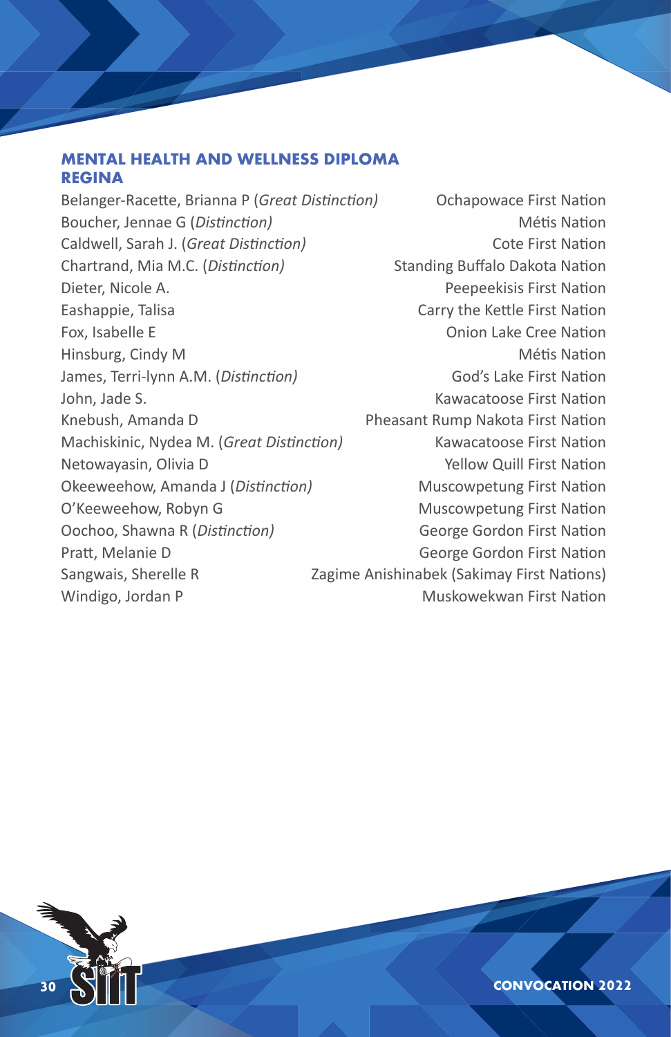## MENTAL HEALTH AND WELLNESS DIPLOMA
## REGINA

| | |
|---|---|
| Belanger-Racette, Brianna P (*Great Distinction*) | Ochapowace First Nation |
| Boucher, Jennae G (*Distinction)* | Métis Nation |
| Caldwell, Sarah J. (*Great Distinction)* | Cote First Nation |
| Chartrand, Mia M.C. (*Distinction)* | Standing Buffalo Dakota Nation |
| Dieter, Nicole A. | Peepeekisis First Nation |
| Eashappie, Talisa | Carry the Kettle First Nation |
| Fox, Isabelle E | Onion Lake Cree Nation |
| Hinsburg, Cindy M | Métis Nation |
| James, Terri-lynn A.M. (*Distinction)* | God's Lake First Nation |
| John, Jade S. | Kawacatoose First Nation |
| Knebush, Amanda D | Pheasant Rump Nakota First Nation |
| Machiskinic, Nydea M. (*Great Distinction)* | Kawacatoose First Nation |
| Netowayasin, Olivia D | Yellow Quill First Nation |
| Okeeweehow, Amanda J (*Distinction)* | Muscowpetung First Nation |
| O'Keeweehow, Robyn G | Muscowpetung First Nation |
| Oochoo, Shawna R (*Distinction)* | George Gordon First Nation |
| Pratt, Melanie D | George Gordon First Nation |
| Sangwais, Sherelle R | Zagime Anishinabek (Sakimay First Nations) |
| Windigo, Jordan P | Muskowekwan First Nation |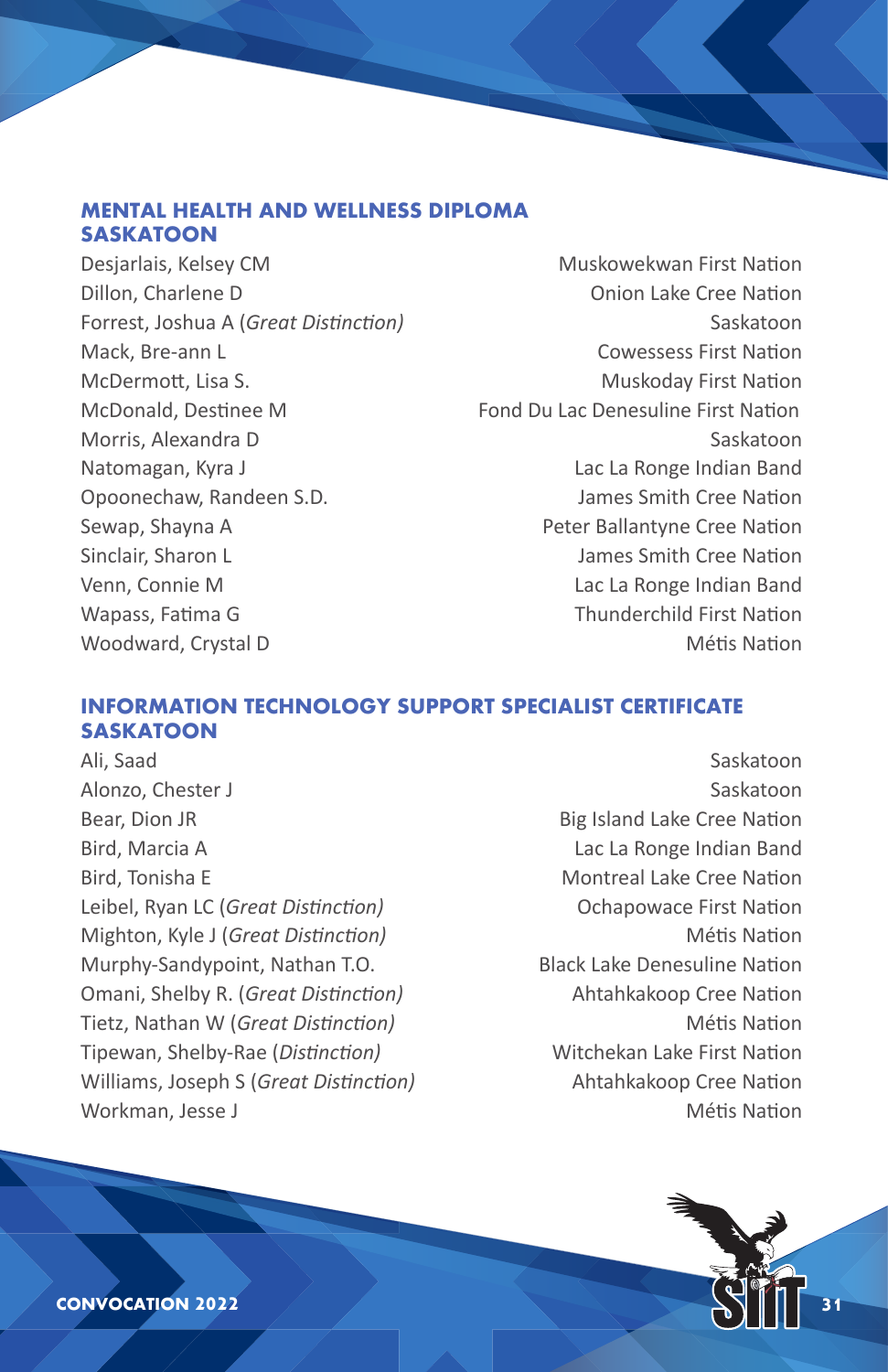## MENTAL HEALTH AND WELLNESS DIPLOMA SASKATOON

| | |
|---|---|
| Desjarlais, Kelsey CM | Muskowekwan First Nation |
| Dillon, Charlene D | Onion Lake Cree Nation |
| Forrest, Joshua A (*Great Distinction)* | Saskatoon |
| Mack, Bre-ann L | Cowessess First Nation |
| McDermott, Lisa S. | Muskoday First Nation |
| McDonald, Destinee M | Fond Du Lac Denesuline First Nation |
| Morris, Alexandra D | Saskatoon |
| Natomagan, Kyra J | Lac La Ronge Indian Band |
| Opoonechaw, Randeen S.D. | James Smith Cree Nation |
| Sewap, Shayna A | Peter Ballantyne Cree Nation |
| Sinclair, Sharon L | James Smith Cree Nation |
| Venn, Connie M | Lac La Ronge Indian Band |
| Wapass, Fatima G | Thunderchild First Nation |
| Woodward, Crystal D | Métis Nation |

## INFORMATION TECHNOLOGY SUPPORT SPECIALIST CERTIFICATE SASKATOON

| | |
|---|---|
| Ali, Saad | Saskatoon |
| Alonzo, Chester J | Saskatoon |
| Bear, Dion JR | Big Island Lake Cree Nation |
| Bird, Marcia A | Lac La Ronge Indian Band |
| Bird, Tonisha E | Montreal Lake Cree Nation |
| Leibel, Ryan LC (*Great Distinction*) | Ochapowace First Nation |
| Mighton, Kyle J (*Great Distinction)* | Métis Nation |
| Murphy-Sandypoint, Nathan T.O. | Black Lake Denesuline Nation |
| Omani, Shelby R. (*Great Distinction)* | Ahtahkakoop Cree Nation |
| Tietz, Nathan W (*Great Distinction)* | Métis Nation |
| Tipewan, Shelby-Rae (*Distinction*) | Witchekan Lake First Nation |
| Williams, Joseph S (*Great Distinction)* | Ahtahkakoop Cree Nation |
| Workman, Jesse J | Métis Nation |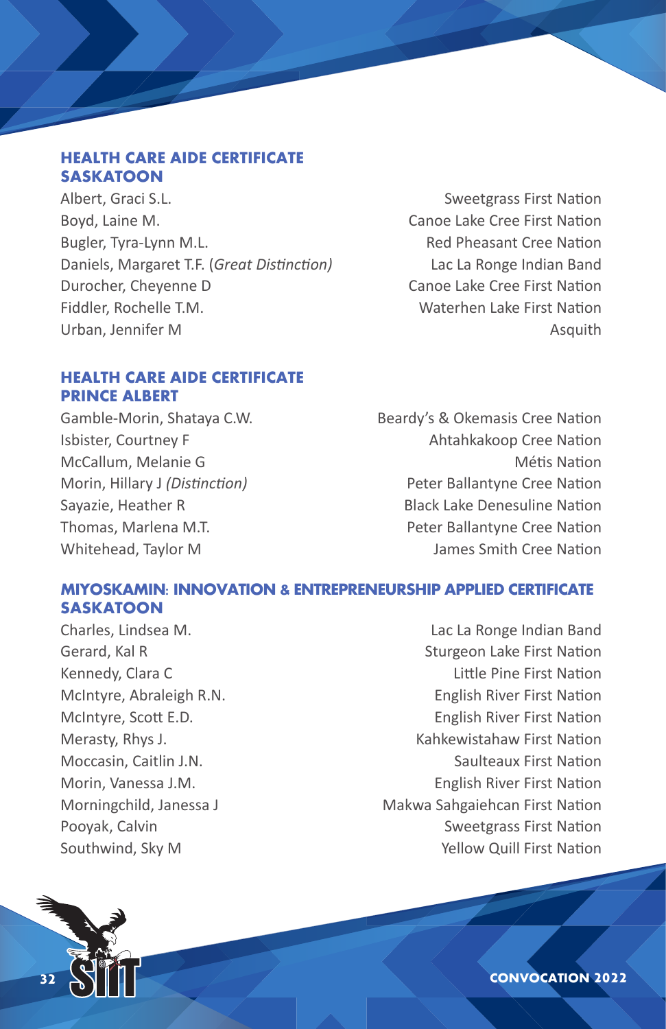## HEALTH CARE AIDE CERTIFICATE SASKATOON

| Name | Community |
|---|---|
| Albert, Graci S.L. | Sweetgrass First Nation |
| Boyd, Laine M. | Canoe Lake Cree First Nation |
| Bugler, Tyra-Lynn M.L. | Red Pheasant Cree Nation |
| Daniels, Margaret T.F. *(Great Distinction)* | Lac La Ronge Indian Band |
| Durocher, Cheyenne D | Canoe Lake Cree First Nation |
| Fiddler, Rochelle T.M. | Waterhen Lake First Nation |
| Urban, Jennifer M | Asquith |

## HEALTH CARE AIDE CERTIFICATE PRINCE ALBERT

| Name | Community |
|---|---|
| Gamble-Morin, Shataya C.W. | Beardy's & Okemasis Cree Nation |
| Isbister, Courtney F | Ahtahkakoop Cree Nation |
| McCallum, Melanie G | Métis Nation |
| Morin, Hillary J *(Distinction)* | Peter Ballantyne Cree Nation |
| Sayazie, Heather R | Black Lake Denesuline Nation |
| Thomas, Marlena M.T. | Peter Ballantyne Cree Nation |
| Whitehead, Taylor M | James Smith Cree Nation |

## MIYOSKAMIN: INNOVATION & ENTREPRENEURSHIP APPLIED CERTIFICATE SASKATOON

| Name | Community |
|---|---|
| Charles, Lindsea M. | Lac La Ronge Indian Band |
| Gerard, Kal R | Sturgeon Lake First Nation |
| Kennedy, Clara C | Little Pine First Nation |
| McIntyre, Abraleigh R.N. | English River First Nation |
| McIntyre, Scott E.D. | English River First Nation |
| Merasty, Rhys J. | Kahkewistahaw First Nation |
| Moccasin, Caitlin J.N. | Saulteaux First Nation |
| Morin, Vanessa J.M. | English River First Nation |
| Morningchild, Janessa J | Makwa Sahgaiehcan First Nation |
| Pooyak, Calvin | Sweetgrass First Nation |
| Southwind, Sky M | Yellow Quill First Nation |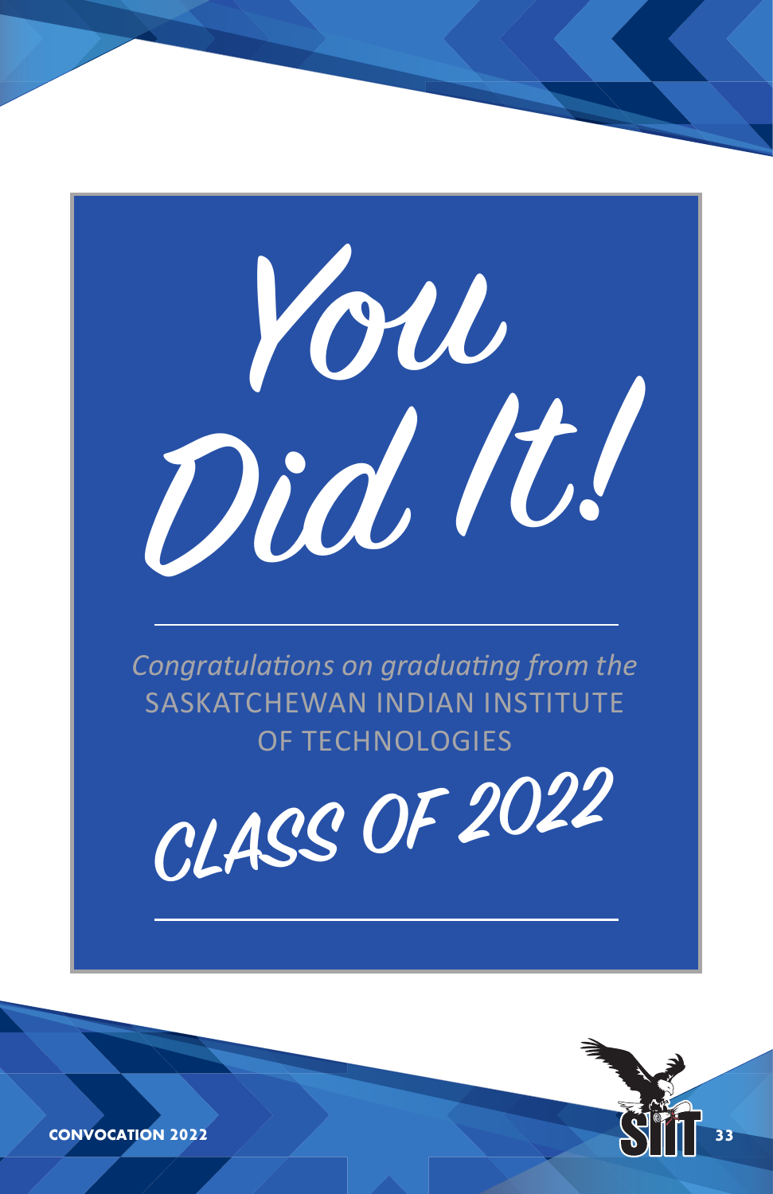# You Did It!

*Congratulations on graduating from the*
SASKATCHEWAN INDIAN INSTITUTE OF TECHNOLOGIES

## CLASS OF 2022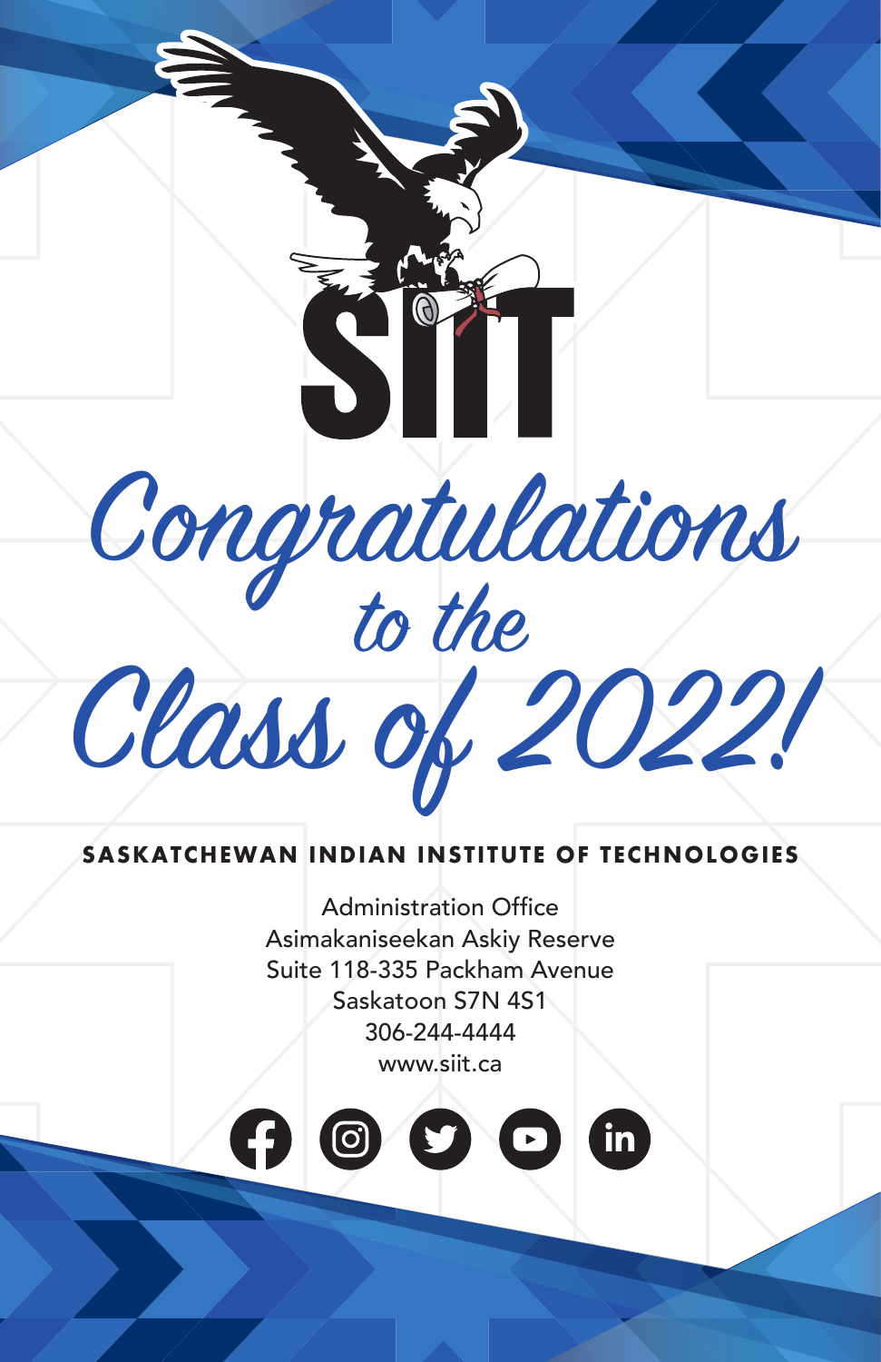SIIT

# Congratulations to the Class of 2022!

**SASKATCHEWAN INDIAN INSTITUTE OF TECHNOLOGIES**

Administration Office
Asimakaniseekan Askiy Reserve
Suite 118-335 Packham Avenue
Saskatoon S7N 4S1
306-244-4444
www.siit.ca